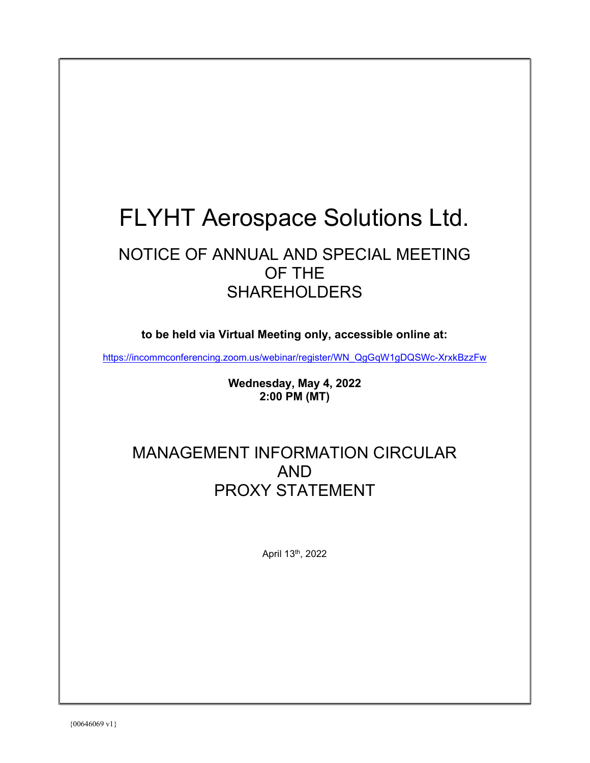# FLYHT Aerospace Solutions Ltd.

## NOTICE OF ANNUAL AND SPECIAL MEETING OF THE SHAREHOLDERS

**to be held via Virtual Meeting only, accessible online at:**

https://incommconferencing.zoom.us/webinar/register/WN_QgGqW1gDQSWc-XrxkBzzFw

**Wednesday, May 4, 2022**
**2:00 PM (MT)**

## MANAGEMENT INFORMATION CIRCULAR AND PROXY STATEMENT

April 13th, 2022

{00646069 v1}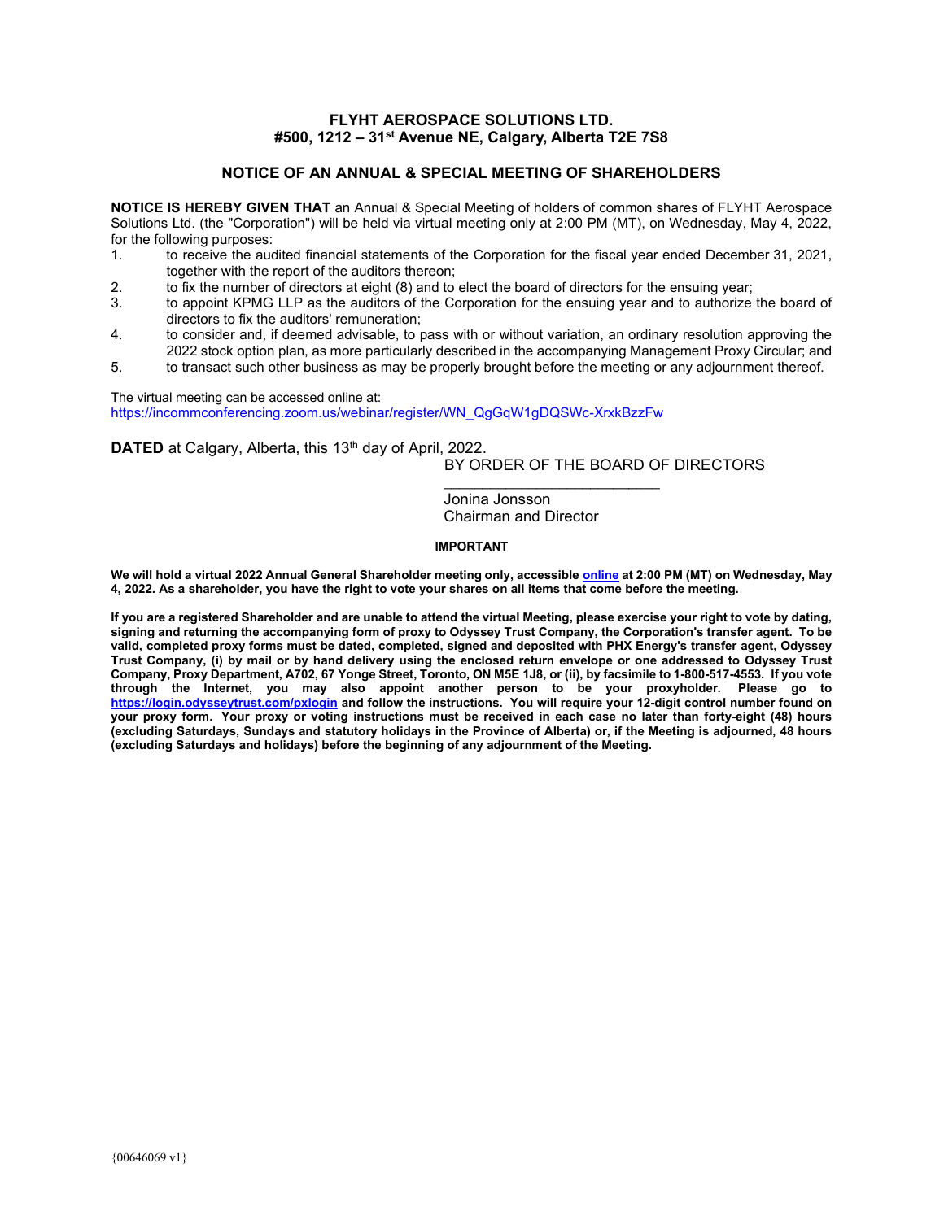# FLYHT AEROSPACE SOLUTIONS LTD.
## #500, 1212 – 31st Avenue NE, Calgary, Alberta T2E 7S8

## NOTICE OF AN ANNUAL & SPECIAL MEETING OF SHAREHOLDERS

**NOTICE IS HEREBY GIVEN THAT** an Annual & Special Meeting of holders of common shares of FLYHT Aerospace Solutions Ltd. (the "Corporation") will be held via virtual meeting only at 2:00 PM (MT), on Wednesday, May 4, 2022, for the following purposes:

1. to receive the audited financial statements of the Corporation for the fiscal year ended December 31, 2021, together with the report of the auditors thereon;
2. to fix the number of directors at eight (8) and to elect the board of directors for the ensuing year;
3. to appoint KPMG LLP as the auditors of the Corporation for the ensuing year and to authorize the board of directors to fix the auditors' remuneration;
4. to consider and, if deemed advisable, to pass with or without variation, an ordinary resolution approving the 2022 stock option plan, as more particularly described in the accompanying Management Proxy Circular; and
5. to transact such other business as may be properly brought before the meeting or any adjournment thereof.

The virtual meeting can be accessed online at:
https://incommconferencing.zoom.us/webinar/register/WN_QgGqW1gDQSWc-XrxkBzzFw

**DATED** at Calgary, Alberta, this 13th day of April, 2022.

BY ORDER OF THE BOARD OF DIRECTORS

\_\_\_\_\_\_\_\_\_\_\_\_\_\_\_\_\_\_\_\_\_\_\_\_\_\_

Jonina Jonsson
Chairman and Director

**IMPORTANT**

**We will hold a virtual 2022 Annual General Shareholder meeting only, accessible online at 2:00 PM (MT) on Wednesday, May 4, 2022. As a shareholder, you have the right to vote your shares on all items that come before the meeting.**

**If you are a registered Shareholder and are unable to attend the virtual Meeting, please exercise your right to vote by dating, signing and returning the accompanying form of proxy to Odyssey Trust Company, the Corporation's transfer agent. To be valid, completed proxy forms must be dated, completed, signed and deposited with PHX Energy's transfer agent, Odyssey Trust Company, (i) by mail or by hand delivery using the enclosed return envelope or one addressed to Odyssey Trust Company, Proxy Department, A702, 67 Yonge Street, Toronto, ON M5E 1J8, or (ii), by facsimile to 1-800-517-4553. If you vote through the Internet, you may also appoint another person to be your proxyholder. Please go to https://login.odysseytrust.com/pxlogin and follow the instructions. You will require your 12-digit control number found on your proxy form. Your proxy or voting instructions must be received in each case no later than forty-eight (48) hours (excluding Saturdays, Sundays and statutory holidays in the Province of Alberta) or, if the Meeting is adjourned, 48 hours (excluding Saturdays and holidays) before the beginning of any adjournment of the Meeting.**

{00646069 v1}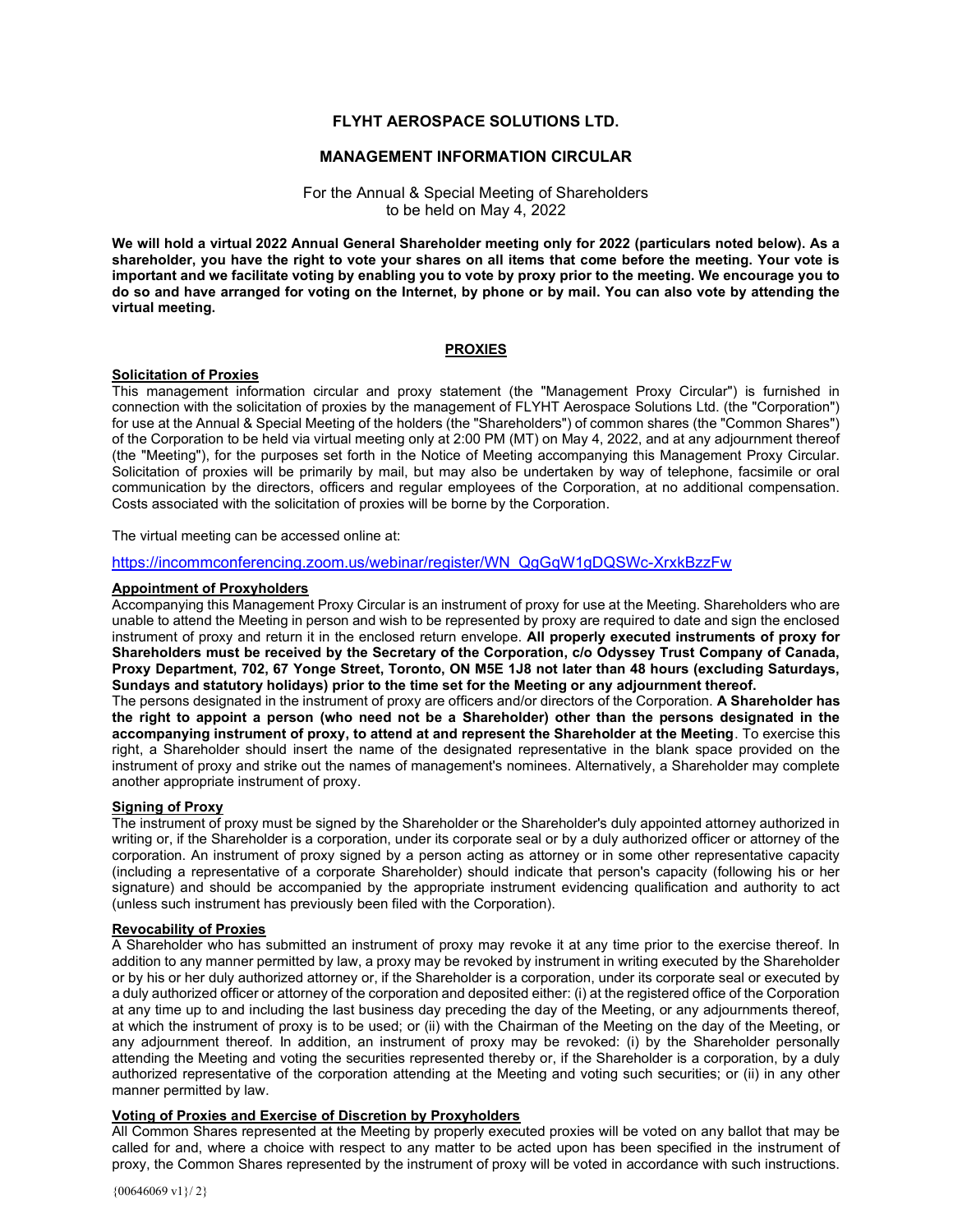# FLYHT AEROSPACE SOLUTIONS LTD.

## MANAGEMENT INFORMATION CIRCULAR

For the Annual & Special Meeting of Shareholders
to be held on May 4, 2022

**We will hold a virtual 2022 Annual General Shareholder meeting only for 2022 (particulars noted below). As a shareholder, you have the right to vote your shares on all items that come before the meeting. Your vote is important and we facilitate voting by enabling you to vote by proxy prior to the meeting. We encourage you to do so and have arranged for voting on the Internet, by phone or by mail. You can also vote by attending the virtual meeting.**

## PROXIES

### Solicitation of Proxies

This management information circular and proxy statement (the "Management Proxy Circular") is furnished in connection with the solicitation of proxies by the management of FLYHT Aerospace Solutions Ltd. (the "Corporation") for use at the Annual & Special Meeting of the holders (the "Shareholders") of common shares (the "Common Shares") of the Corporation to be held via virtual meeting only at 2:00 PM (MT) on May 4, 2022, and at any adjournment thereof (the "Meeting"), for the purposes set forth in the Notice of Meeting accompanying this Management Proxy Circular. Solicitation of proxies will be primarily by mail, but may also be undertaken by way of telephone, facsimile or oral communication by the directors, officers and regular employees of the Corporation, at no additional compensation. Costs associated with the solicitation of proxies will be borne by the Corporation.

The virtual meeting can be accessed online at:

https://incommconferencing.zoom.us/webinar/register/WN_QgGqW1gDQSWc-XrxkBzzFw

### Appointment of Proxyholders

Accompanying this Management Proxy Circular is an instrument of proxy for use at the Meeting. Shareholders who are unable to attend the Meeting in person and wish to be represented by proxy are required to date and sign the enclosed instrument of proxy and return it in the enclosed return envelope. **All properly executed instruments of proxy for Shareholders must be received by the Secretary of the Corporation, c/o Odyssey Trust Company of Canada, Proxy Department, 702, 67 Yonge Street, Toronto, ON M5E 1J8 not later than 48 hours (excluding Saturdays, Sundays and statutory holidays) prior to the time set for the Meeting or any adjournment thereof.**

The persons designated in the instrument of proxy are officers and/or directors of the Corporation. **A Shareholder has the right to appoint a person (who need not be a Shareholder) other than the persons designated in the accompanying instrument of proxy, to attend at and represent the Shareholder at the Meeting**. To exercise this right, a Shareholder should insert the name of the designated representative in the blank space provided on the instrument of proxy and strike out the names of management's nominees. Alternatively, a Shareholder may complete another appropriate instrument of proxy.

### Signing of Proxy

The instrument of proxy must be signed by the Shareholder or the Shareholder's duly appointed attorney authorized in writing or, if the Shareholder is a corporation, under its corporate seal or by a duly authorized officer or attorney of the corporation. An instrument of proxy signed by a person acting as attorney or in some other representative capacity (including a representative of a corporate Shareholder) should indicate that person's capacity (following his or her signature) and should be accompanied by the appropriate instrument evidencing qualification and authority to act (unless such instrument has previously been filed with the Corporation).

### Revocability of Proxies

A Shareholder who has submitted an instrument of proxy may revoke it at any time prior to the exercise thereof. In addition to any manner permitted by law, a proxy may be revoked by instrument in writing executed by the Shareholder or by his or her duly authorized attorney or, if the Shareholder is a corporation, under its corporate seal or executed by a duly authorized officer or attorney of the corporation and deposited either: (i) at the registered office of the Corporation at any time up to and including the last business day preceding the day of the Meeting, or any adjournments thereof, at which the instrument of proxy is to be used; or (ii) with the Chairman of the Meeting on the day of the Meeting, or any adjournment thereof. In addition, an instrument of proxy may be revoked: (i) by the Shareholder personally attending the Meeting and voting the securities represented thereby or, if the Shareholder is a corporation, by a duly authorized representative of the corporation attending at the Meeting and voting such securities; or (ii) in any other manner permitted by law.

### Voting of Proxies and Exercise of Discretion by Proxyholders

All Common Shares represented at the Meeting by properly executed proxies will be voted on any ballot that may be called for and, where a choice with respect to any matter to be acted upon has been specified in the instrument of proxy, the Common Shares represented by the instrument of proxy will be voted in accordance with such instructions.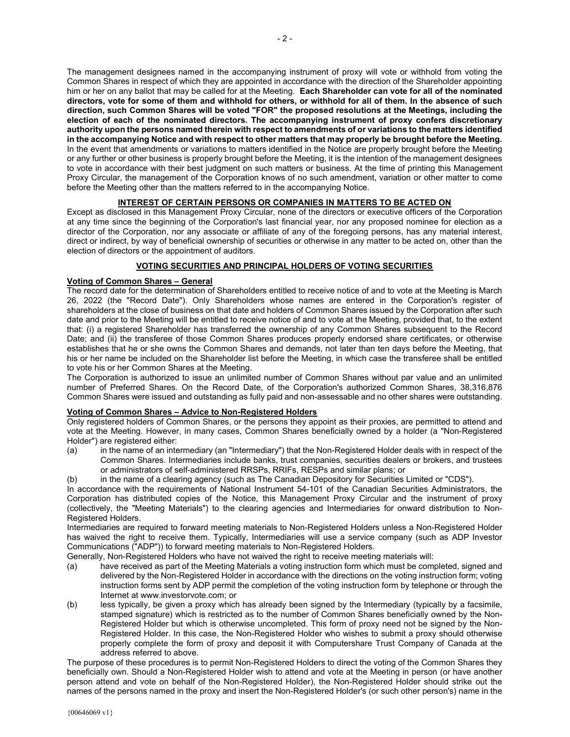The management designees named in the accompanying instrument of proxy will vote or withhold from voting the Common Shares in respect of which they are appointed in accordance with the direction of the Shareholder appointing him or her on any ballot that may be called for at the Meeting. **Each Shareholder can vote for all of the nominated directors, vote for some of them and withhold for others, or withhold for all of them. In the absence of such direction, such Common Shares will be voted "FOR" the proposed resolutions at the Meetings, including the election of each of the nominated directors. The accompanying instrument of proxy confers discretionary authority upon the persons named therein with respect to amendments of or variations to the matters identified in the accompanying Notice and with respect to other matters that may properly be brought before the Meeting.** In the event that amendments or variations to matters identified in the Notice are properly brought before the Meeting or any further or other business is properly brought before the Meeting, it is the intention of the management designees to vote in accordance with their best judgment on such matters or business. At the time of printing this Management Proxy Circular, the management of the Corporation knows of no such amendment, variation or other matter to come before the Meeting other than the matters referred to in the accompanying Notice.

## INTEREST OF CERTAIN PERSONS OR COMPANIES IN MATTERS TO BE ACTED ON

Except as disclosed in this Management Proxy Circular, none of the directors or executive officers of the Corporation at any time since the beginning of the Corporation's last financial year, nor any proposed nominee for election as a director of the Corporation, nor any associate or affiliate of any of the foregoing persons, has any material interest, direct or indirect, by way of beneficial ownership of securities or otherwise in any matter to be acted on, other than the election of directors or the appointment of auditors.

## VOTING SECURITIES AND PRINCIPAL HOLDERS OF VOTING SECURITIES

### Voting of Common Shares – General

The record date for the determination of Shareholders entitled to receive notice of and to vote at the Meeting is March 26, 2022 (the "Record Date"). Only Shareholders whose names are entered in the Corporation's register of shareholders at the close of business on that date and holders of Common Shares issued by the Corporation after such date and prior to the Meeting will be entitled to receive notice of and to vote at the Meeting, provided that, to the extent that: (i) a registered Shareholder has transferred the ownership of any Common Shares subsequent to the Record Date; and (ii) the transferee of those Common Shares produces properly endorsed share certificates, or otherwise establishes that he or she owns the Common Shares and demands, not later than ten days before the Meeting, that his or her name be included on the Shareholder list before the Meeting, in which case the transferee shall be entitled to vote his or her Common Shares at the Meeting.

The Corporation is authorized to issue an unlimited number of Common Shares without par value and an unlimited number of Preferred Shares. On the Record Date, of the Corporation's authorized Common Shares, 38,316,876 Common Shares were issued and outstanding as fully paid and non-assessable and no other shares were outstanding.

### Voting of Common Shares – Advice to Non-Registered Holders

Only registered holders of Common Shares, or the persons they appoint as their proxies, are permitted to attend and vote at the Meeting. However, in many cases, Common Shares beneficially owned by a holder (a "Non-Registered Holder") are registered either:

(a) in the name of an intermediary (an "Intermediary") that the Non-Registered Holder deals with in respect of the Common Shares. Intermediaries include banks, trust companies, securities dealers or brokers, and trustees or administrators of self-administered RRSPs, RRIFs, RESPs and similar plans; or

(b) in the name of a clearing agency (such as The Canadian Depository for Securities Limited or "CDS").

In accordance with the requirements of National Instrument 54-101 of the Canadian Securities Administrators, the Corporation has distributed copies of the Notice, this Management Proxy Circular and the instrument of proxy (collectively, the "Meeting Materials") to the clearing agencies and Intermediaries for onward distribution to Non-Registered Holders.

Intermediaries are required to forward meeting materials to Non-Registered Holders unless a Non-Registered Holder has waived the right to receive them. Typically, Intermediaries will use a service company (such as ADP Investor Communications ("ADP")) to forward meeting materials to Non-Registered Holders.

Generally, Non-Registered Holders who have not waived the right to receive meeting materials will:

(a) have received as part of the Meeting Materials a voting instruction form which must be completed, signed and delivered by the Non-Registered Holder in accordance with the directions on the voting instruction form; voting instruction forms sent by ADP permit the completion of the voting instruction form by telephone or through the Internet at www.investorvote.com; or

(b) less typically, be given a proxy which has already been signed by the Intermediary (typically by a facsimile, stamped signature) which is restricted as to the number of Common Shares beneficially owned by the Non-Registered Holder but which is otherwise uncompleted. This form of proxy need not be signed by the Non-Registered Holder. In this case, the Non-Registered Holder who wishes to submit a proxy should otherwise properly complete the form of proxy and deposit it with Computershare Trust Company of Canada at the address referred to above.

The purpose of these procedures is to permit Non-Registered Holders to direct the voting of the Common Shares they beneficially own. Should a Non-Registered Holder wish to attend and vote at the Meeting in person (or have another person attend and vote on behalf of the Non-Registered Holder), the Non-Registered Holder should strike out the names of the persons named in the proxy and insert the Non-Registered Holder's (or such other person's) name in the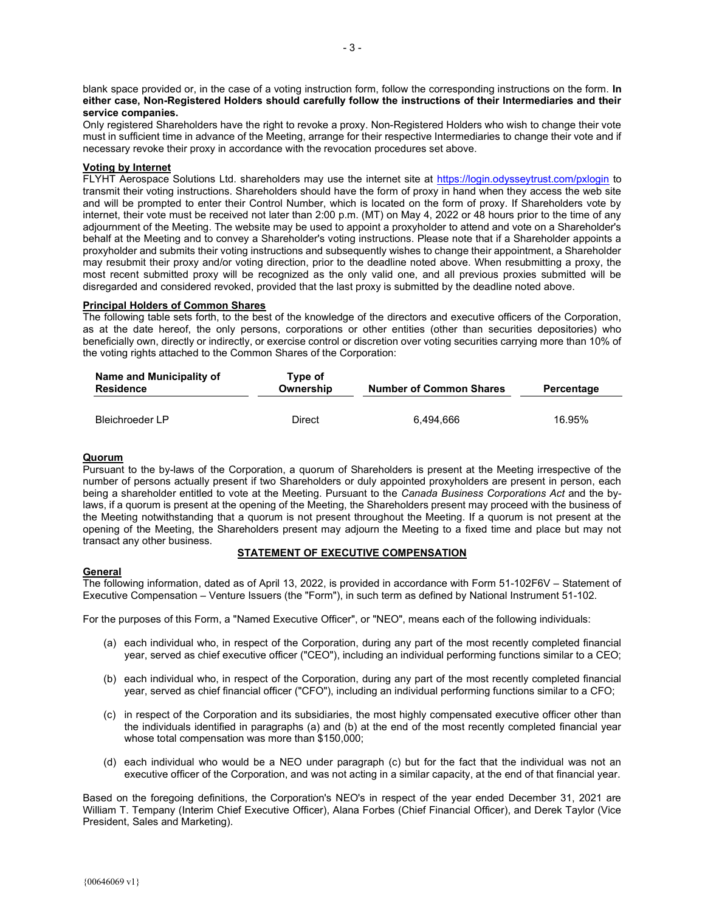blank space provided or, in the case of a voting instruction form, follow the corresponding instructions on the form. **In either case, Non-Registered Holders should carefully follow the instructions of their Intermediaries and their service companies.**

Only registered Shareholders have the right to revoke a proxy. Non-Registered Holders who wish to change their vote must in sufficient time in advance of the Meeting, arrange for their respective Intermediaries to change their vote and if necessary revoke their proxy in accordance with the revocation procedures set above.

**Voting by Internet**

FLYHT Aerospace Solutions Ltd. shareholders may use the internet site at https://login.odysseytrust.com/pxlogin to transmit their voting instructions. Shareholders should have the form of proxy in hand when they access the web site and will be prompted to enter their Control Number, which is located on the form of proxy. If Shareholders vote by internet, their vote must be received not later than 2:00 p.m. (MT) on May 4, 2022 or 48 hours prior to the time of any adjournment of the Meeting. The website may be used to appoint a proxyholder to attend and vote on a Shareholder's behalf at the Meeting and to convey a Shareholder's voting instructions. Please note that if a Shareholder appoints a proxyholder and submits their voting instructions and subsequently wishes to change their appointment, a Shareholder may resubmit their proxy and/or voting direction, prior to the deadline noted above. When resubmitting a proxy, the most recent submitted proxy will be recognized as the only valid one, and all previous proxies submitted will be disregarded and considered revoked, provided that the last proxy is submitted by the deadline noted above.

**Principal Holders of Common Shares**

The following table sets forth, to the best of the knowledge of the directors and executive officers of the Corporation, as at the date hereof, the only persons, corporations or other entities (other than securities depositories) who beneficially own, directly or indirectly, or exercise control or discretion over voting securities carrying more than 10% of the voting rights attached to the Common Shares of the Corporation:

| Name and Municipality of Residence | Type of Ownership | Number of Common Shares | Percentage |
|---|---|---|---|
| Bleichroeder LP | Direct | 6,494,666 | 16.95% |

**Quorum**

Pursuant to the by-laws of the Corporation, a quorum of Shareholders is present at the Meeting irrespective of the number of persons actually present if two Shareholders or duly appointed proxyholders are present in person, each being a shareholder entitled to vote at the Meeting. Pursuant to the *Canada Business Corporations Act* and the by-laws, if a quorum is present at the opening of the Meeting, the Shareholders present may proceed with the business of the Meeting notwithstanding that a quorum is not present throughout the Meeting. If a quorum is not present at the opening of the Meeting, the Shareholders present may adjourn the Meeting to a fixed time and place but may not transact any other business.

## STATEMENT OF EXECUTIVE COMPENSATION

**General**

The following information, dated as of April 13, 2022, is provided in accordance with Form 51-102F6V – Statement of Executive Compensation – Venture Issuers (the "Form"), in such term as defined by National Instrument 51-102.

For the purposes of this Form, a "Named Executive Officer", or "NEO", means each of the following individuals:

(a) each individual who, in respect of the Corporation, during any part of the most recently completed financial year, served as chief executive officer ("CEO"), including an individual performing functions similar to a CEO;

(b) each individual who, in respect of the Corporation, during any part of the most recently completed financial year, served as chief financial officer ("CFO"), including an individual performing functions similar to a CFO;

(c) in respect of the Corporation and its subsidiaries, the most highly compensated executive officer other than the individuals identified in paragraphs (a) and (b) at the end of the most recently completed financial year whose total compensation was more than $150,000;

(d) each individual who would be a NEO under paragraph (c) but for the fact that the individual was not an executive officer of the Corporation, and was not acting in a similar capacity, at the end of that financial year.

Based on the foregoing definitions, the Corporation's NEO's in respect of the year ended December 31, 2021 are William T. Tempany (Interim Chief Executive Officer), Alana Forbes (Chief Financial Officer), and Derek Taylor (Vice President, Sales and Marketing).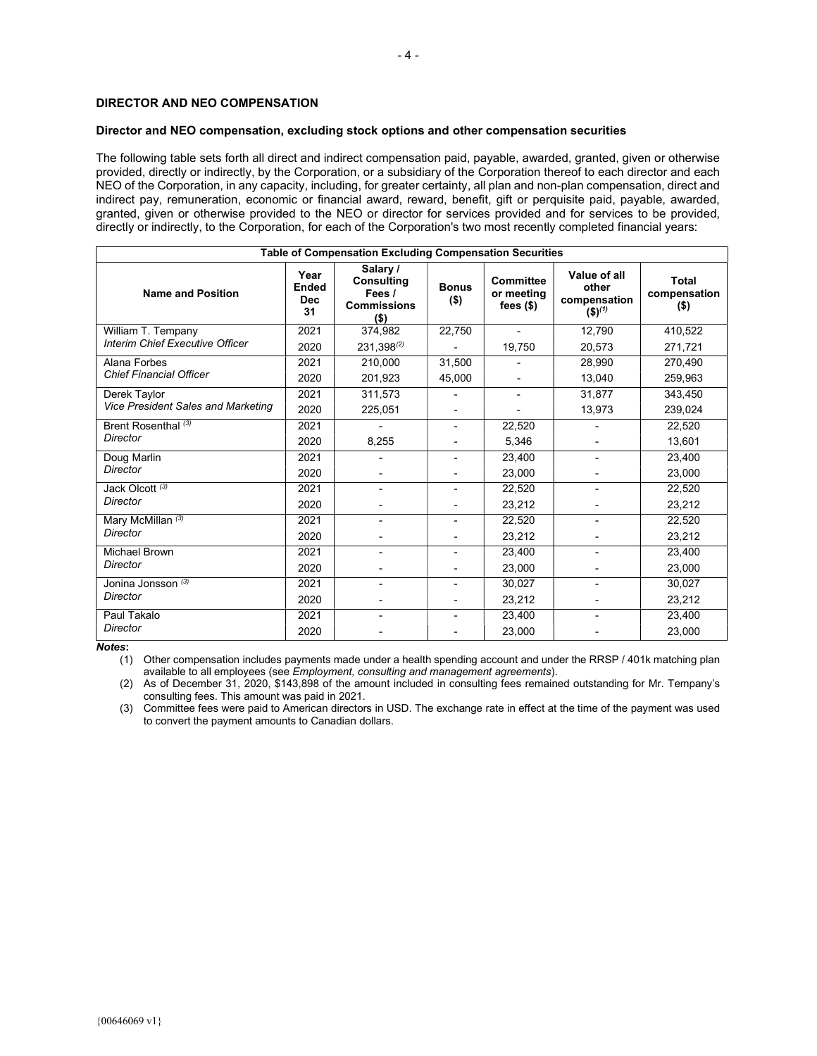## DIRECTOR AND NEO COMPENSATION

### Director and NEO compensation, excluding stock options and other compensation securities

The following table sets forth all direct and indirect compensation paid, payable, awarded, granted, given or otherwise provided, directly or indirectly, by the Corporation, or a subsidiary of the Corporation thereof to each director and each NEO of the Corporation, in any capacity, including, for greater certainty, all plan and non-plan compensation, direct and indirect pay, remuneration, economic or financial award, reward, benefit, gift or perquisite paid, payable, awarded, granted, given or otherwise provided to the NEO or director for services provided and for services to be provided, directly or indirectly, to the Corporation, for each of the Corporation's two most recently completed financial years:

| Table of Compensation Excluding Compensation Securities | | | | | | |
|---|---|---|---|---|---|---|
| **Name and Position** | **Year Ended Dec 31** | **Salary / Consulting Fees / Commissions ($)** | **Bonus ($)** | **Committee or meeting fees ($)** | **Value of all other compensation ($)[(1)]** | **Total compensation ($)** |
| William T. Tempany<br>*Interim Chief Executive Officer* | 2021 | 374,982 | 22,750 | - | 12,790 | 410,522 |
| | 2020 | 231,398[(2)] | - | 19,750 | 20,573 | 271,721 |
| Alana Forbes<br>*Chief Financial Officer* | 2021 | 210,000 | 31,500 | - | 28,990 | 270,490 |
| | 2020 | 201,923 | 45,000 | - | 13,040 | 259,963 |
| Derek Taylor<br>*Vice President Sales and Marketing* | 2021 | 311,573 | - | - | 31,877 | 343,450 |
| | 2020 | 225,051 | - | - | 13,973 | 239,024 |
| Brent Rosenthal [(3)]<br>*Director* | 2021 | - | - | 22,520 | - | 22,520 |
| | 2020 | 8,255 | - | 5,346 | - | 13,601 |
| Doug Marlin<br>*Director* | 2021 | - | - | 23,400 | - | 23,400 |
| | 2020 | - | - | 23,000 | - | 23,000 |
| Jack Olcott [(3)]<br>*Director* | 2021 | - | - | 22,520 | - | 22,520 |
| | 2020 | - | - | 23,212 | - | 23,212 |
| Mary McMillan [(3)]<br>*Director* | 2021 | - | - | 22,520 | - | 22,520 |
| | 2020 | - | - | 23,212 | - | 23,212 |
| Michael Brown<br>*Director* | 2021 | - | - | 23,400 | - | 23,400 |
| | 2020 | - | - | 23,000 | - | 23,000 |
| Jonina Jonsson [(3)]<br>*Director* | 2021 | - | - | 30,027 | - | 30,027 |
| | 2020 | - | - | 23,212 | - | 23,212 |
| Paul Takalo<br>*Director* | 2021 | - | - | 23,400 | - | 23,400 |
| | 2020 | - | - | 23,000 | - | 23,000 |

***Notes*:**

(1) Other compensation includes payments made under a health spending account and under the RRSP / 401k matching plan available to all employees (see *Employment, consulting and management agreements*).

(2) As of December 31, 2020, $143,898 of the amount included in consulting fees remained outstanding for Mr. Tempany's consulting fees. This amount was paid in 2021.

(3) Committee fees were paid to American directors in USD. The exchange rate in effect at the time of the payment was used to convert the payment amounts to Canadian dollars.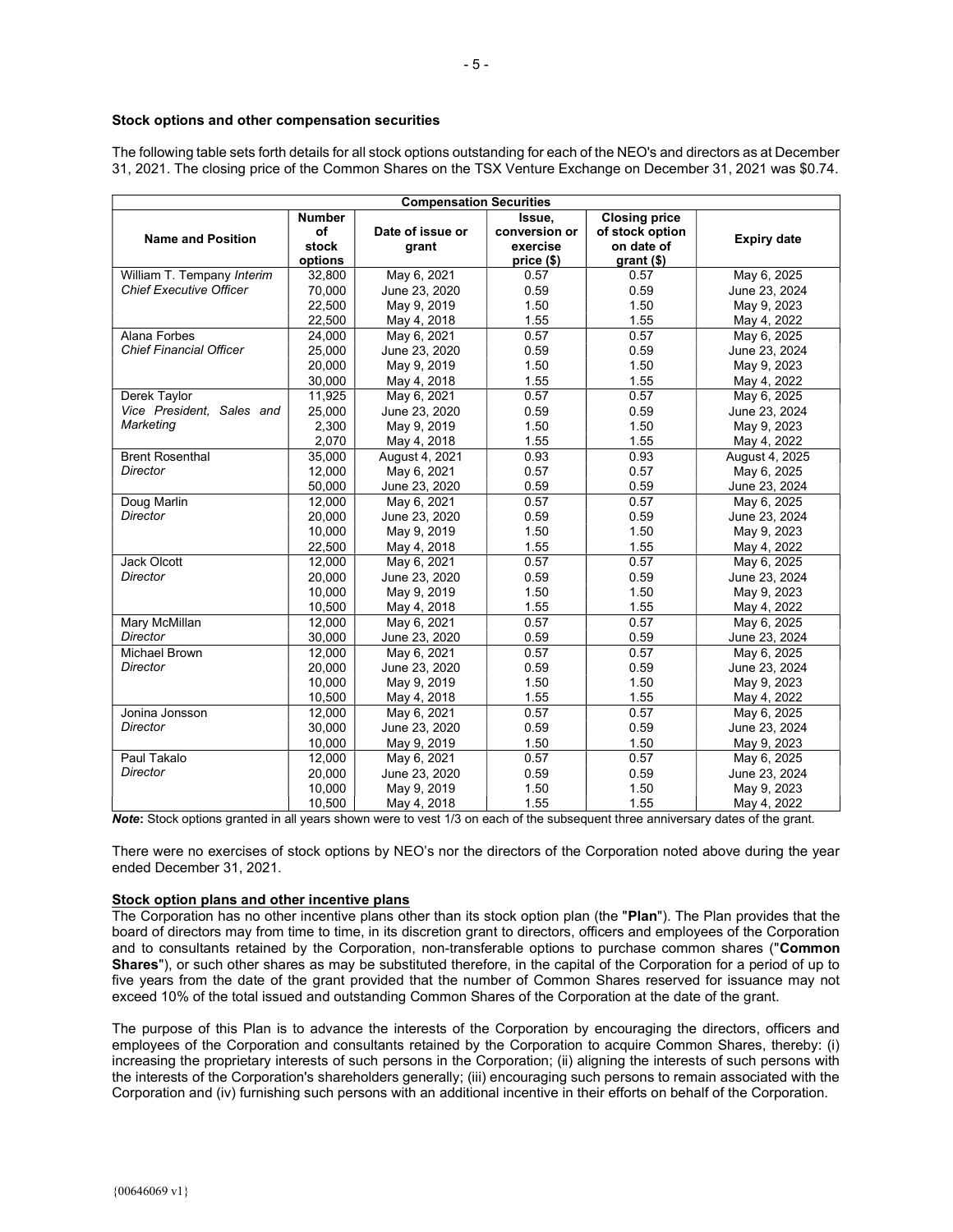**Stock options and other compensation securities**

The following table sets forth details for all stock options outstanding for each of the NEO's and directors as at December 31, 2021. The closing price of the Common Shares on the TSX Venture Exchange on December 31, 2021 was $0.74.

| Compensation Securities | | | | | |
|---|---|---|---|---|---|
| **Name and Position** | **Number of stock options** | **Date of issue or grant** | **Issue, conversion or exercise price ($)** | **Closing price of stock option on date of grant ($)** | **Expiry date** |
| William T. Tempany *Interim Chief Executive Officer* | 32,800 | May 6, 2021 | 0.57 | 0.57 | May 6, 2025 |
| | 70,000 | June 23, 2020 | 0.59 | 0.59 | June 23, 2024 |
| | 22,500 | May 9, 2019 | 1.50 | 1.50 | May 9, 2023 |
| | 22,500 | May 4, 2018 | 1.55 | 1.55 | May 4, 2022 |
| Alana Forbes *Chief Financial Officer* | 24,000 | May 6, 2021 | 0.57 | 0.57 | May 6, 2025 |
| | 25,000 | June 23, 2020 | 0.59 | 0.59 | June 23, 2024 |
| | 20,000 | May 9, 2019 | 1.50 | 1.50 | May 9, 2023 |
| | 30,000 | May 4, 2018 | 1.55 | 1.55 | May 4, 2022 |
| Derek Taylor *Vice President, Sales and Marketing* | 11,925 | May 6, 2021 | 0.57 | 0.57 | May 6, 2025 |
| | 25,000 | June 23, 2020 | 0.59 | 0.59 | June 23, 2024 |
| | 2,300 | May 9, 2019 | 1.50 | 1.50 | May 9, 2023 |
| | 2,070 | May 4, 2018 | 1.55 | 1.55 | May 4, 2022 |
| Brent Rosenthal *Director* | 35,000 | August 4, 2021 | 0.93 | 0.93 | August 4, 2025 |
| | 12,000 | May 6, 2021 | 0.57 | 0.57 | May 6, 2025 |
| | 50,000 | June 23, 2020 | 0.59 | 0.59 | June 23, 2024 |
| Doug Marlin *Director* | 12,000 | May 6, 2021 | 0.57 | 0.57 | May 6, 2025 |
| | 20,000 | June 23, 2020 | 0.59 | 0.59 | June 23, 2024 |
| | 10,000 | May 9, 2019 | 1.50 | 1.50 | May 9, 2023 |
| | 22,500 | May 4, 2018 | 1.55 | 1.55 | May 4, 2022 |
| Jack Olcott *Director* | 12,000 | May 6, 2021 | 0.57 | 0.57 | May 6, 2025 |
| | 20,000 | June 23, 2020 | 0.59 | 0.59 | June 23, 2024 |
| | 10,000 | May 9, 2019 | 1.50 | 1.50 | May 9, 2023 |
| | 10,500 | May 4, 2018 | 1.55 | 1.55 | May 4, 2022 |
| Mary McMillan *Director* | 12,000 | May 6, 2021 | 0.57 | 0.57 | May 6, 2025 |
| | 30,000 | June 23, 2020 | 0.59 | 0.59 | June 23, 2024 |
| Michael Brown *Director* | 12,000 | May 6, 2021 | 0.57 | 0.57 | May 6, 2025 |
| | 20,000 | June 23, 2020 | 0.59 | 0.59 | June 23, 2024 |
| | 10,000 | May 9, 2019 | 1.50 | 1.50 | May 9, 2023 |
| | 10,500 | May 4, 2018 | 1.55 | 1.55 | May 4, 2022 |
| Jonina Jonsson *Director* | 12,000 | May 6, 2021 | 0.57 | 0.57 | May 6, 2025 |
| | 30,000 | June 23, 2020 | 0.59 | 0.59 | June 23, 2024 |
| | 10,000 | May 9, 2019 | 1.50 | 1.50 | May 9, 2023 |
| Paul Takalo *Director* | 12,000 | May 6, 2021 | 0.57 | 0.57 | May 6, 2025 |
| | 20,000 | June 23, 2020 | 0.59 | 0.59 | June 23, 2024 |
| | 10,000 | May 9, 2019 | 1.50 | 1.50 | May 9, 2023 |
| | 10,500 | May 4, 2018 | 1.55 | 1.55 | May 4, 2022 |

***Note*:** Stock options granted in all years shown were to vest 1/3 on each of the subsequent three anniversary dates of the grant.

There were no exercises of stock options by NEO's nor the directors of the Corporation noted above during the year ended December 31, 2021.

**Stock option plans and other incentive plans**

The Corporation has no other incentive plans other than its stock option plan (the "**Plan**"). The Plan provides that the board of directors may from time to time, in its discretion grant to directors, officers and employees of the Corporation and to consultants retained by the Corporation, non-transferable options to purchase common shares ("**Common Shares**"), or such other shares as may be substituted therefore, in the capital of the Corporation for a period of up to five years from the date of the grant provided that the number of Common Shares reserved for issuance may not exceed 10% of the total issued and outstanding Common Shares of the Corporation at the date of the grant.

The purpose of this Plan is to advance the interests of the Corporation by encouraging the directors, officers and employees of the Corporation and consultants retained by the Corporation to acquire Common Shares, thereby: (i) increasing the proprietary interests of such persons in the Corporation; (ii) aligning the interests of such persons with the interests of the Corporation's shareholders generally; (iii) encouraging such persons to remain associated with the Corporation and (iv) furnishing such persons with an additional incentive in their efforts on behalf of the Corporation.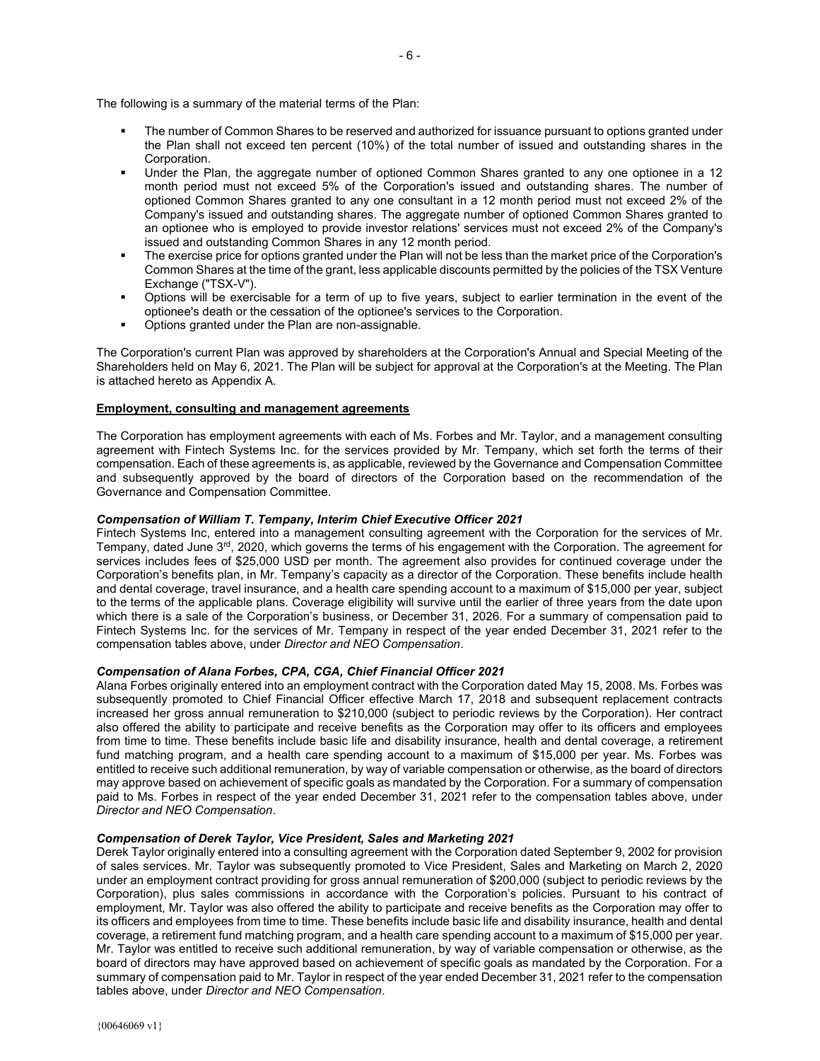The following is a summary of the material terms of the Plan:

- The number of Common Shares to be reserved and authorized for issuance pursuant to options granted under the Plan shall not exceed ten percent (10%) of the total number of issued and outstanding shares in the Corporation.
- Under the Plan, the aggregate number of optioned Common Shares granted to any one optionee in a 12 month period must not exceed 5% of the Corporation's issued and outstanding shares. The number of optioned Common Shares granted to any one consultant in a 12 month period must not exceed 2% of the Company's issued and outstanding shares. The aggregate number of optioned Common Shares granted to an optionee who is employed to provide investor relations' services must not exceed 2% of the Company's issued and outstanding Common Shares in any 12 month period.
- The exercise price for options granted under the Plan will not be less than the market price of the Corporation's Common Shares at the time of the grant, less applicable discounts permitted by the policies of the TSX Venture Exchange ("TSX-V").
- Options will be exercisable for a term of up to five years, subject to earlier termination in the event of the optionee's death or the cessation of the optionee's services to the Corporation.
- Options granted under the Plan are non-assignable.

The Corporation's current Plan was approved by shareholders at the Corporation's Annual and Special Meeting of the Shareholders held on May 6, 2021. The Plan will be subject for approval at the Corporation's at the Meeting. The Plan is attached hereto as Appendix A.

**Employment, consulting and management agreements**

The Corporation has employment agreements with each of Ms. Forbes and Mr. Taylor, and a management consulting agreement with Fintech Systems Inc. for the services provided by Mr. Tempany, which set forth the terms of their compensation. Each of these agreements is, as applicable, reviewed by the Governance and Compensation Committee and subsequently approved by the board of directors of the Corporation based on the recommendation of the Governance and Compensation Committee.

***Compensation of William T. Tempany, Interim Chief Executive Officer 2021***

Fintech Systems Inc, entered into a management consulting agreement with the Corporation for the services of Mr. Tempany, dated June 3rd, 2020, which governs the terms of his engagement with the Corporation. The agreement for services includes fees of $25,000 USD per month. The agreement also provides for continued coverage under the Corporation's benefits plan, in Mr. Tempany's capacity as a director of the Corporation. These benefits include health and dental coverage, travel insurance, and a health care spending account to a maximum of $15,000 per year, subject to the terms of the applicable plans. Coverage eligibility will survive until the earlier of three years from the date upon which there is a sale of the Corporation's business, or December 31, 2026. For a summary of compensation paid to Fintech Systems Inc. for the services of Mr. Tempany in respect of the year ended December 31, 2021 refer to the compensation tables above, under *Director and NEO Compensation*.

***Compensation of Alana Forbes, CPA, CGA, Chief Financial Officer 2021***

Alana Forbes originally entered into an employment contract with the Corporation dated May 15, 2008. Ms. Forbes was subsequently promoted to Chief Financial Officer effective March 17, 2018 and subsequent replacement contracts increased her gross annual remuneration to $210,000 (subject to periodic reviews by the Corporation). Her contract also offered the ability to participate and receive benefits as the Corporation may offer to its officers and employees from time to time. These benefits include basic life and disability insurance, health and dental coverage, a retirement fund matching program, and a health care spending account to a maximum of $15,000 per year. Ms. Forbes was entitled to receive such additional remuneration, by way of variable compensation or otherwise, as the board of directors may approve based on achievement of specific goals as mandated by the Corporation. For a summary of compensation paid to Ms. Forbes in respect of the year ended December 31, 2021 refer to the compensation tables above, under *Director and NEO Compensation*.

***Compensation of Derek Taylor, Vice President, Sales and Marketing 2021***

Derek Taylor originally entered into a consulting agreement with the Corporation dated September 9, 2002 for provision of sales services. Mr. Taylor was subsequently promoted to Vice President, Sales and Marketing on March 2, 2020 under an employment contract providing for gross annual remuneration of $200,000 (subject to periodic reviews by the Corporation), plus sales commissions in accordance with the Corporation's policies. Pursuant to his contract of employment, Mr. Taylor was also offered the ability to participate and receive benefits as the Corporation may offer to its officers and employees from time to time. These benefits include basic life and disability insurance, health and dental coverage, a retirement fund matching program, and a health care spending account to a maximum of $15,000 per year. Mr. Taylor was entitled to receive such additional remuneration, by way of variable compensation or otherwise, as the board of directors may have approved based on achievement of specific goals as mandated by the Corporation. For a summary of compensation paid to Mr. Taylor in respect of the year ended December 31, 2021 refer to the compensation tables above, under *Director and NEO Compensation*.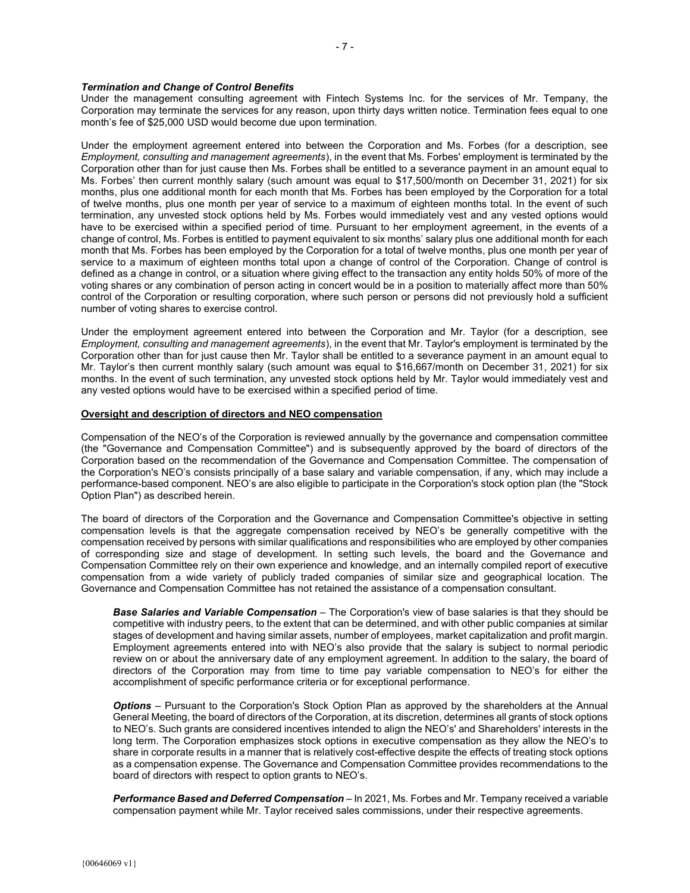***Termination and Change of Control Benefits***

Under the management consulting agreement with Fintech Systems Inc. for the services of Mr. Tempany, the Corporation may terminate the services for any reason, upon thirty days written notice. Termination fees equal to one month's fee of $25,000 USD would become due upon termination.

Under the employment agreement entered into between the Corporation and Ms. Forbes (for a description, see *Employment, consulting and management agreements*), in the event that Ms. Forbes' employment is terminated by the Corporation other than for just cause then Ms. Forbes shall be entitled to a severance payment in an amount equal to Ms. Forbes' then current monthly salary (such amount was equal to $17,500/month on December 31, 2021) for six months, plus one additional month for each month that Ms. Forbes has been employed by the Corporation for a total of twelve months, plus one month per year of service to a maximum of eighteen months total. In the event of such termination, any unvested stock options held by Ms. Forbes would immediately vest and any vested options would have to be exercised within a specified period of time. Pursuant to her employment agreement, in the events of a change of control, Ms. Forbes is entitled to payment equivalent to six months' salary plus one additional month for each month that Ms. Forbes has been employed by the Corporation for a total of twelve months, plus one month per year of service to a maximum of eighteen months total upon a change of control of the Corporation. Change of control is defined as a change in control, or a situation where giving effect to the transaction any entity holds 50% of more of the voting shares or any combination of person acting in concert would be in a position to materially affect more than 50% control of the Corporation or resulting corporation, where such person or persons did not previously hold a sufficient number of voting shares to exercise control.

Under the employment agreement entered into between the Corporation and Mr. Taylor (for a description, see *Employment, consulting and management agreements*), in the event that Mr. Taylor's employment is terminated by the Corporation other than for just cause then Mr. Taylor shall be entitled to a severance payment in an amount equal to Mr. Taylor's then current monthly salary (such amount was equal to $16,667/month on December 31, 2021) for six months. In the event of such termination, any unvested stock options held by Mr. Taylor would immediately vest and any vested options would have to be exercised within a specified period of time.

## Oversight and description of directors and NEO compensation

Compensation of the NEO's of the Corporation is reviewed annually by the governance and compensation committee (the "Governance and Compensation Committee") and is subsequently approved by the board of directors of the Corporation based on the recommendation of the Governance and Compensation Committee. The compensation of the Corporation's NEO's consists principally of a base salary and variable compensation, if any, which may include a performance-based component. NEO's are also eligible to participate in the Corporation's stock option plan (the "Stock Option Plan") as described herein.

The board of directors of the Corporation and the Governance and Compensation Committee's objective in setting compensation levels is that the aggregate compensation received by NEO's be generally competitive with the compensation received by persons with similar qualifications and responsibilities who are employed by other companies of corresponding size and stage of development. In setting such levels, the board and the Governance and Compensation Committee rely on their own experience and knowledge, and an internally compiled report of executive compensation from a wide variety of publicly traded companies of similar size and geographical location. The Governance and Compensation Committee has not retained the assistance of a compensation consultant.

***Base Salaries and Variable Compensation*** – The Corporation's view of base salaries is that they should be competitive with industry peers, to the extent that can be determined, and with other public companies at similar stages of development and having similar assets, number of employees, market capitalization and profit margin. Employment agreements entered into with NEO's also provide that the salary is subject to normal periodic review on or about the anniversary date of any employment agreement. In addition to the salary, the board of directors of the Corporation may from time to time pay variable compensation to NEO's for either the accomplishment of specific performance criteria or for exceptional performance.

***Options*** – Pursuant to the Corporation's Stock Option Plan as approved by the shareholders at the Annual General Meeting, the board of directors of the Corporation, at its discretion, determines all grants of stock options to NEO's. Such grants are considered incentives intended to align the NEO's' and Shareholders' interests in the long term. The Corporation emphasizes stock options in executive compensation as they allow the NEO's to share in corporate results in a manner that is relatively cost-effective despite the effects of treating stock options as a compensation expense. The Governance and Compensation Committee provides recommendations to the board of directors with respect to option grants to NEO's.

***Performance Based and Deferred Compensation*** – In 2021, Ms. Forbes and Mr. Tempany received a variable compensation payment while Mr. Taylor received sales commissions, under their respective agreements.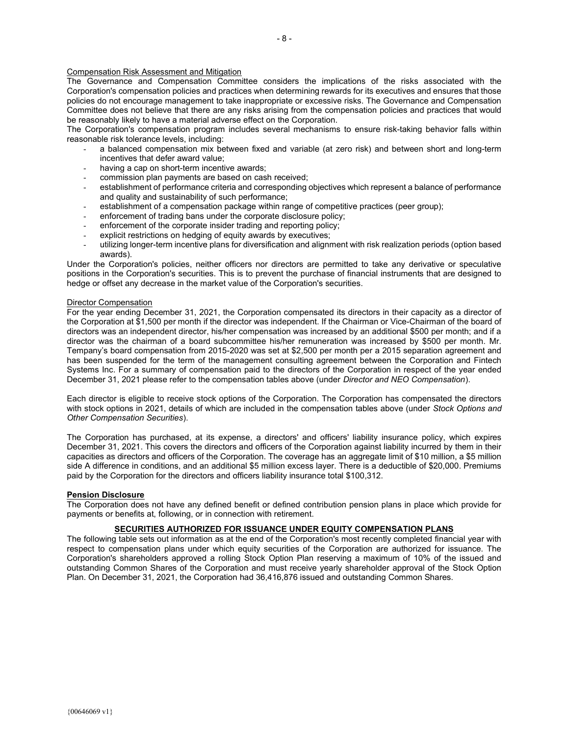Compensation Risk Assessment and Mitigation

The Governance and Compensation Committee considers the implications of the risks associated with the Corporation's compensation policies and practices when determining rewards for its executives and ensures that those policies do not encourage management to take inappropriate or excessive risks. The Governance and Compensation Committee does not believe that there are any risks arising from the compensation policies and practices that would be reasonably likely to have a material adverse effect on the Corporation.

The Corporation's compensation program includes several mechanisms to ensure risk-taking behavior falls within reasonable risk tolerance levels, including:

- a balanced compensation mix between fixed and variable (at zero risk) and between short and long-term incentives that defer award value;
- having a cap on short-term incentive awards;
- commission plan payments are based on cash received;
- establishment of performance criteria and corresponding objectives which represent a balance of performance and quality and sustainability of such performance;
- establishment of a compensation package within range of competitive practices (peer group);
- enforcement of trading bans under the corporate disclosure policy;
- enforcement of the corporate insider trading and reporting policy;
- explicit restrictions on hedging of equity awards by executives;
- utilizing longer-term incentive plans for diversification and alignment with risk realization periods (option based awards).

Under the Corporation's policies, neither officers nor directors are permitted to take any derivative or speculative positions in the Corporation's securities. This is to prevent the purchase of financial instruments that are designed to hedge or offset any decrease in the market value of the Corporation's securities.

Director Compensation

For the year ending December 31, 2021, the Corporation compensated its directors in their capacity as a director of the Corporation at $1,500 per month if the director was independent. If the Chairman or Vice-Chairman of the board of directors was an independent director, his/her compensation was increased by an additional $500 per month; and if a director was the chairman of a board subcommittee his/her remuneration was increased by $500 per month. Mr. Tempany's board compensation from 2015-2020 was set at $2,500 per month per a 2015 separation agreement and has been suspended for the term of the management consulting agreement between the Corporation and Fintech Systems Inc. For a summary of compensation paid to the directors of the Corporation in respect of the year ended December 31, 2021 please refer to the compensation tables above (under *Director and NEO Compensation*).

Each director is eligible to receive stock options of the Corporation. The Corporation has compensated the directors with stock options in 2021, details of which are included in the compensation tables above (under *Stock Options and Other Compensation Securities*).

The Corporation has purchased, at its expense, a directors' and officers' liability insurance policy, which expires December 31, 2021. This covers the directors and officers of the Corporation against liability incurred by them in their capacities as directors and officers of the Corporation. The coverage has an aggregate limit of $10 million, a $5 million side A difference in conditions, and an additional $5 million excess layer. There is a deductible of $20,000. Premiums paid by the Corporation for the directors and officers liability insurance total $100,312.

**Pension Disclosure**

The Corporation does not have any defined benefit or defined contribution pension plans in place which provide for payments or benefits at, following, or in connection with retirement.

## SECURITIES AUTHORIZED FOR ISSUANCE UNDER EQUITY COMPENSATION PLANS

The following table sets out information as at the end of the Corporation's most recently completed financial year with respect to compensation plans under which equity securities of the Corporation are authorized for issuance. The Corporation's shareholders approved a rolling Stock Option Plan reserving a maximum of 10% of the issued and outstanding Common Shares of the Corporation and must receive yearly shareholder approval of the Stock Option Plan. On December 31, 2021, the Corporation had 36,416,876 issued and outstanding Common Shares.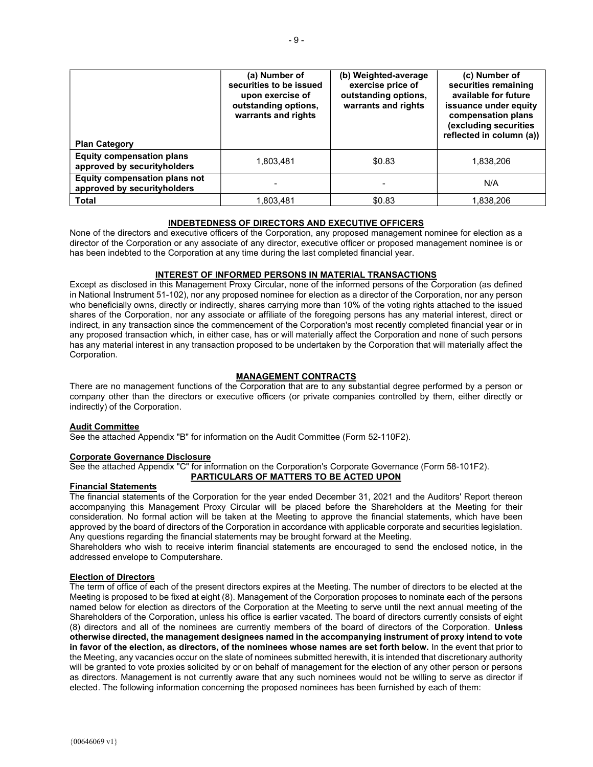| Plan Category | (a) Number of securities to be issued upon exercise of outstanding options, warrants and rights | (b) Weighted-average exercise price of outstanding options, warrants and rights | (c) Number of securities remaining available for future issuance under equity compensation plans (excluding securities reflected in column (a)) |
|---|---|---|---|
| **Equity compensation plans approved by securityholders** | 1,803,481 | $0.83 | 1,838,206 |
| **Equity compensation plans not approved by securityholders** | - | - | N/A |
| **Total** | 1,803,481 | $0.83 | 1,838,206 |

## INDEBTEDNESS OF DIRECTORS AND EXECUTIVE OFFICERS

None of the directors and executive officers of the Corporation, any proposed management nominee for election as a director of the Corporation or any associate of any director, executive officer or proposed management nominee is or has been indebted to the Corporation at any time during the last completed financial year.

## INTEREST OF INFORMED PERSONS IN MATERIAL TRANSACTIONS

Except as disclosed in this Management Proxy Circular, none of the informed persons of the Corporation (as defined in National Instrument 51-102), nor any proposed nominee for election as a director of the Corporation, nor any person who beneficially owns, directly or indirectly, shares carrying more than 10% of the voting rights attached to the issued shares of the Corporation, nor any associate or affiliate of the foregoing persons has any material interest, direct or indirect, in any transaction since the commencement of the Corporation's most recently completed financial year or in any proposed transaction which, in either case, has or will materially affect the Corporation and none of such persons has any material interest in any transaction proposed to be undertaken by the Corporation that will materially affect the Corporation.

## MANAGEMENT CONTRACTS

There are no management functions of the Corporation that are to any substantial degree performed by a person or company other than the directors or executive officers (or private companies controlled by them, either directly or indirectly) of the Corporation.

### Audit Committee

See the attached Appendix "B" for information on the Audit Committee (Form 52-110F2).

### Corporate Governance Disclosure

See the attached Appendix "C" for information on the Corporation's Corporate Governance (Form 58-101F2).

## PARTICULARS OF MATTERS TO BE ACTED UPON

### Financial Statements

The financial statements of the Corporation for the year ended December 31, 2021 and the Auditors' Report thereon accompanying this Management Proxy Circular will be placed before the Shareholders at the Meeting for their consideration. No formal action will be taken at the Meeting to approve the financial statements, which have been approved by the board of directors of the Corporation in accordance with applicable corporate and securities legislation. Any questions regarding the financial statements may be brought forward at the Meeting.

Shareholders who wish to receive interim financial statements are encouraged to send the enclosed notice, in the addressed envelope to Computershare.

### Election of Directors

The term of office of each of the present directors expires at the Meeting. The number of directors to be elected at the Meeting is proposed to be fixed at eight (8). Management of the Corporation proposes to nominate each of the persons named below for election as directors of the Corporation at the Meeting to serve until the next annual meeting of the Shareholders of the Corporation, unless his office is earlier vacated. The board of directors currently consists of eight (8) directors and all of the nominees are currently members of the board of directors of the Corporation. **Unless otherwise directed, the management designees named in the accompanying instrument of proxy intend to vote in favor of the election, as directors, of the nominees whose names are set forth below.** In the event that prior to the Meeting, any vacancies occur on the slate of nominees submitted herewith, it is intended that discretionary authority will be granted to vote proxies solicited by or on behalf of management for the election of any other person or persons as directors. Management is not currently aware that any such nominees would not be willing to serve as director if elected. The following information concerning the proposed nominees has been furnished by each of them: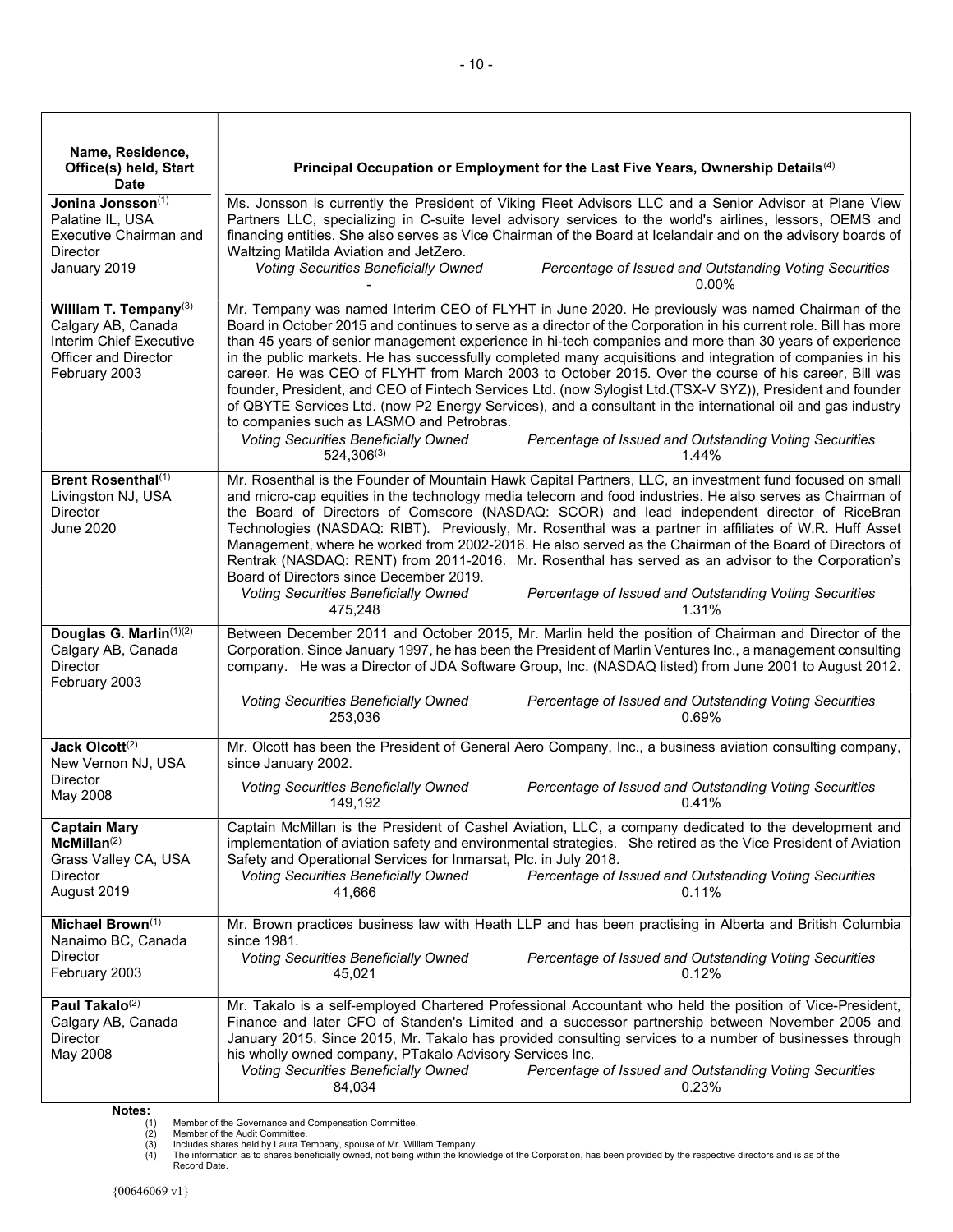| Name, Residence, Office(s) held, Start Date | Principal Occupation or Employment for the Last Five Years, Ownership Details[4] |
|---|---|
| **Jonina Jonsson**[1]<br>Palatine IL, USA<br>Executive Chairman and Director<br>January 2019 | Ms. Jonsson is currently the President of Viking Fleet Advisors LLC and a Senior Advisor at Plane View Partners LLC, specializing in C-suite level advisory services to the world's airlines, lessors, OEMS and financing entities. She also serves as Vice Chairman of the Board at Icelandair and on the advisory boards of Waltzing Matilda Aviation and JetZero.<br>*Voting Securities Beneficially Owned*: -<br>*Percentage of Issued and Outstanding Voting Securities*: 0.00% |
| **William T. Tempany**[3]<br>Calgary AB, Canada<br>Interim Chief Executive Officer and Director<br>February 2003 | Mr. Tempany was named Interim CEO of FLYHT in June 2020. He previously was named Chairman of the Board in October 2015 and continues to serve as a director of the Corporation in his current role. Bill has more than 45 years of senior management experience in hi-tech companies and more than 30 years of experience in the public markets. He has successfully completed many acquisitions and integration of companies in his career. He was CEO of FLYHT from March 2003 to October 2015. Over the course of his career, Bill was founder, President, and CEO of Fintech Services Ltd. (now Sylogist Ltd.(TSX-V SYZ)), President and founder of QBYTE Services Ltd. (now P2 Energy Services), and a consultant in the international oil and gas industry to companies such as LASMO and Petrobras.<br>*Voting Securities Beneficially Owned*: 524,306[3]<br>*Percentage of Issued and Outstanding Voting Securities*: 1.44% |
| **Brent Rosenthal**[1]<br>Livingston NJ, USA<br>Director<br>June 2020 | Mr. Rosenthal is the Founder of Mountain Hawk Capital Partners, LLC, an investment fund focused on small and micro-cap equities in the technology media telecom and food industries. He also serves as Chairman of the Board of Directors of Comscore (NASDAQ: SCOR) and lead independent director of RiceBran Technologies (NASDAQ: RIBT). Previously, Mr. Rosenthal was a partner in affiliates of W.R. Huff Asset Management, where he worked from 2002-2016. He also served as the Chairman of the Board of Directors of Rentrak (NASDAQ: RENT) from 2011-2016. Mr. Rosenthal has served as an advisor to the Corporation's Board of Directors since December 2019.<br>*Voting Securities Beneficially Owned*: 475,248<br>*Percentage of Issued and Outstanding Voting Securities*: 1.31% |
| **Douglas G. Marlin**[1][2]<br>Calgary AB, Canada<br>Director<br>February 2003 | Between December 2011 and October 2015, Mr. Marlin held the position of Chairman and Director of the Corporation. Since January 1997, he has been the President of Marlin Ventures Inc., a management consulting company. He was a Director of JDA Software Group, Inc. (NASDAQ listed) from June 2001 to August 2012.<br>*Voting Securities Beneficially Owned*: 253,036<br>*Percentage of Issued and Outstanding Voting Securities*: 0.69% |
| **Jack Olcott**[2]<br>New Vernon NJ, USA<br>Director<br>May 2008 | Mr. Olcott has been the President of General Aero Company, Inc., a business aviation consulting company, since January 2002.<br>*Voting Securities Beneficially Owned*: 149,192<br>*Percentage of Issued and Outstanding Voting Securities*: 0.41% |
| **Captain Mary McMillan**[2]<br>Grass Valley CA, USA<br>Director<br>August 2019 | Captain McMillan is the President of Cashel Aviation, LLC, a company dedicated to the development and implementation of aviation safety and environmental strategies. She retired as the Vice President of Aviation Safety and Operational Services for Inmarsat, Plc. in July 2018.<br>*Voting Securities Beneficially Owned*: 41,666<br>*Percentage of Issued and Outstanding Voting Securities*: 0.11% |
| **Michael Brown**[1]<br>Nanaimo BC, Canada<br>Director<br>February 2003 | Mr. Brown practices business law with Heath LLP and has been practising in Alberta and British Columbia since 1981.<br>*Voting Securities Beneficially Owned*: 45,021<br>*Percentage of Issued and Outstanding Voting Securities*: 0.12% |
| **Paul Takalo**[2]<br>Calgary AB, Canada<br>Director<br>May 2008 | Mr. Takalo is a self-employed Chartered Professional Accountant who held the position of Vice-President, Finance and later CFO of Standen's Limited and a successor partnership between November 2005 and January 2015. Since 2015, Mr. Takalo has provided consulting services to a number of businesses through his wholly owned company, PTakalo Advisory Services Inc.<br>*Voting Securities Beneficially Owned*: 84,034<br>*Percentage of Issued and Outstanding Voting Securities*: 0.23% |

**Notes:**

(1) Member of the Governance and Compensation Committee.
(2) Member of the Audit Committee.
(3) Includes shares held by Laura Tempany, spouse of Mr. William Tempany.
(4) The information as to shares beneficially owned, not being within the knowledge of the Corporation, has been provided by the respective directors and is as of the Record Date.

{00646069 v1}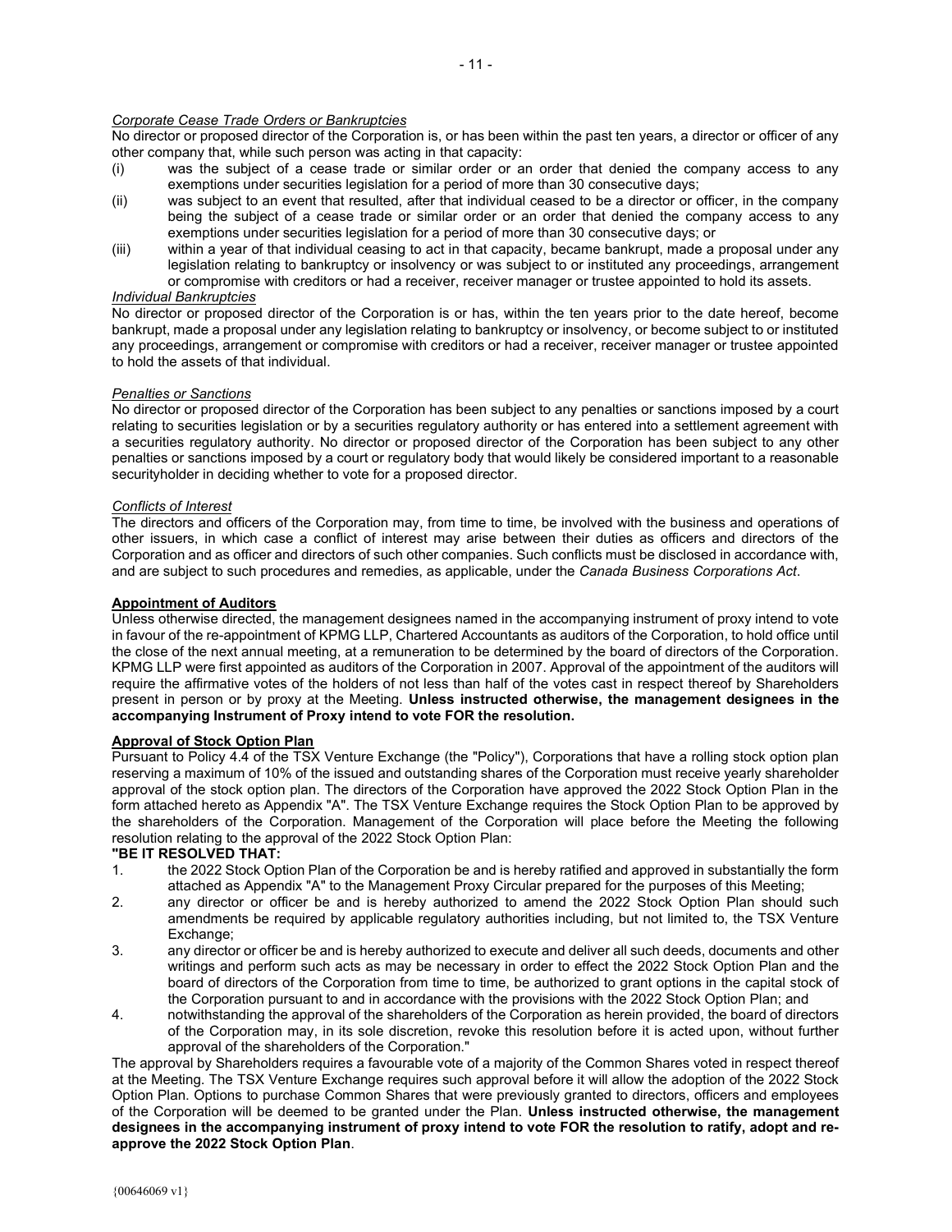*Corporate Cease Trade Orders or Bankruptcies*

No director or proposed director of the Corporation is, or has been within the past ten years, a director or officer of any other company that, while such person was acting in that capacity:

(i) was the subject of a cease trade or similar order or an order that denied the company access to any exemptions under securities legislation for a period of more than 30 consecutive days;

(ii) was subject to an event that resulted, after that individual ceased to be a director or officer, in the company being the subject of a cease trade or similar order or an order that denied the company access to any exemptions under securities legislation for a period of more than 30 consecutive days; or

(iii) within a year of that individual ceasing to act in that capacity, became bankrupt, made a proposal under any legislation relating to bankruptcy or insolvency or was subject to or instituted any proceedings, arrangement or compromise with creditors or had a receiver, receiver manager or trustee appointed to hold its assets.

*Individual Bankruptcies*

No director or proposed director of the Corporation is or has, within the ten years prior to the date hereof, become bankrupt, made a proposal under any legislation relating to bankruptcy or insolvency, or become subject to or instituted any proceedings, arrangement or compromise with creditors or had a receiver, receiver manager or trustee appointed to hold the assets of that individual.

*Penalties or Sanctions*

No director or proposed director of the Corporation has been subject to any penalties or sanctions imposed by a court relating to securities legislation or by a securities regulatory authority or has entered into a settlement agreement with a securities regulatory authority. No director or proposed director of the Corporation has been subject to any other penalties or sanctions imposed by a court or regulatory body that would likely be considered important to a reasonable securityholder in deciding whether to vote for a proposed director.

*Conflicts of Interest*

The directors and officers of the Corporation may, from time to time, be involved with the business and operations of other issuers, in which case a conflict of interest may arise between their duties as officers and directors of the Corporation and as officer and directors of such other companies. Such conflicts must be disclosed in accordance with, and are subject to such procedures and remedies, as applicable, under the *Canada Business Corporations Act*.

**Appointment of Auditors**

Unless otherwise directed, the management designees named in the accompanying instrument of proxy intend to vote in favour of the re-appointment of KPMG LLP, Chartered Accountants as auditors of the Corporation, to hold office until the close of the next annual meeting, at a remuneration to be determined by the board of directors of the Corporation. KPMG LLP were first appointed as auditors of the Corporation in 2007. Approval of the appointment of the auditors will require the affirmative votes of the holders of not less than half of the votes cast in respect thereof by Shareholders present in person or by proxy at the Meeting. **Unless instructed otherwise, the management designees in the accompanying Instrument of Proxy intend to vote FOR the resolution.**

**Approval of Stock Option Plan**

Pursuant to Policy 4.4 of the TSX Venture Exchange (the "Policy"), Corporations that have a rolling stock option plan reserving a maximum of 10% of the issued and outstanding shares of the Corporation must receive yearly shareholder approval of the stock option plan. The directors of the Corporation have approved the 2022 Stock Option Plan in the form attached hereto as Appendix "A". The TSX Venture Exchange requires the Stock Option Plan to be approved by the shareholders of the Corporation. Management of the Corporation will place before the Meeting the following resolution relating to the approval of the 2022 Stock Option Plan:

**"BE IT RESOLVED THAT:**

1. the 2022 Stock Option Plan of the Corporation be and is hereby ratified and approved in substantially the form attached as Appendix "A" to the Management Proxy Circular prepared for the purposes of this Meeting;
2. any director or officer be and is hereby authorized to amend the 2022 Stock Option Plan should such amendments be required by applicable regulatory authorities including, but not limited to, the TSX Venture Exchange;
3. any director or officer be and is hereby authorized to execute and deliver all such deeds, documents and other writings and perform such acts as may be necessary in order to effect the 2022 Stock Option Plan and the board of directors of the Corporation from time to time, be authorized to grant options in the capital stock of the Corporation pursuant to and in accordance with the provisions with the 2022 Stock Option Plan; and
4. notwithstanding the approval of the shareholders of the Corporation as herein provided, the board of directors of the Corporation may, in its sole discretion, revoke this resolution before it is acted upon, without further approval of the shareholders of the Corporation."

The approval by Shareholders requires a favourable vote of a majority of the Common Shares voted in respect thereof at the Meeting. The TSX Venture Exchange requires such approval before it will allow the adoption of the 2022 Stock Option Plan. Options to purchase Common Shares that were previously granted to directors, officers and employees of the Corporation will be deemed to be granted under the Plan. **Unless instructed otherwise, the management designees in the accompanying instrument of proxy intend to vote FOR the resolution to ratify, adopt and re-approve the 2022 Stock Option Plan**.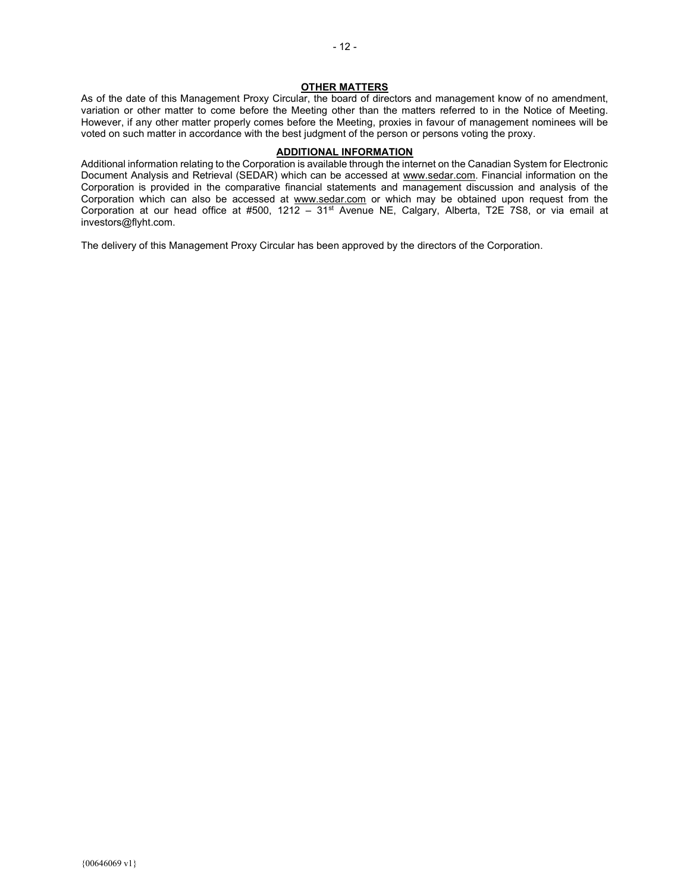## OTHER MATTERS

As of the date of this Management Proxy Circular, the board of directors and management know of no amendment, variation or other matter to come before the Meeting other than the matters referred to in the Notice of Meeting. However, if any other matter properly comes before the Meeting, proxies in favour of management nominees will be voted on such matter in accordance with the best judgment of the person or persons voting the proxy.

## ADDITIONAL INFORMATION

Additional information relating to the Corporation is available through the internet on the Canadian System for Electronic Document Analysis and Retrieval (SEDAR) which can be accessed at www.sedar.com. Financial information on the Corporation is provided in the comparative financial statements and management discussion and analysis of the Corporation which can also be accessed at www.sedar.com or which may be obtained upon request from the Corporation at our head office at #500, 1212 – 31st Avenue NE, Calgary, Alberta, T2E 7S8, or via email at investors@flyht.com.

The delivery of this Management Proxy Circular has been approved by the directors of the Corporation.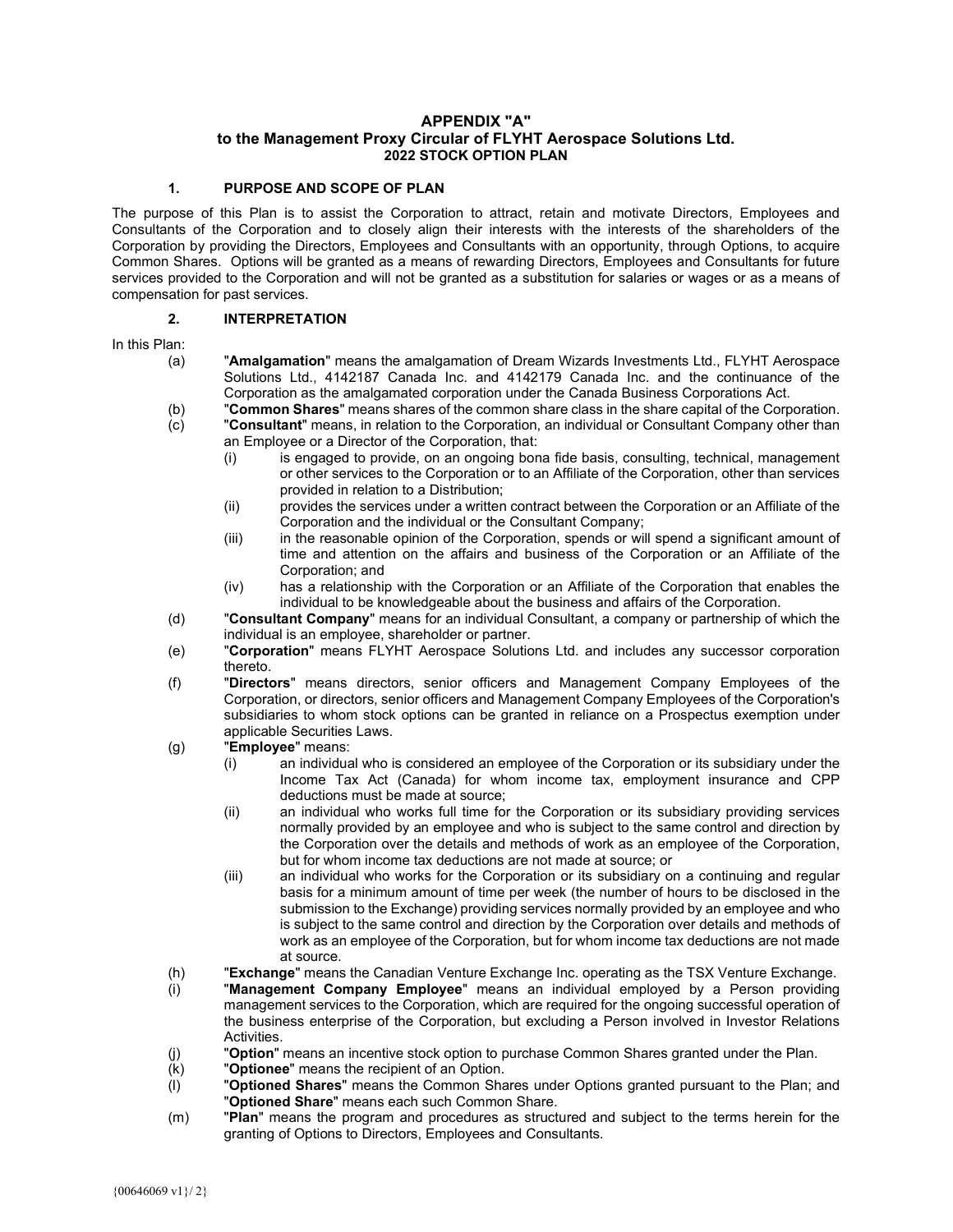# APPENDIX "A"
## to the Management Proxy Circular of FLYHT Aerospace Solutions Ltd.
### 2022 STOCK OPTION PLAN

### 1. PURPOSE AND SCOPE OF PLAN

The purpose of this Plan is to assist the Corporation to attract, retain and motivate Directors, Employees and Consultants of the Corporation and to closely align their interests with the interests of the shareholders of the Corporation by providing the Directors, Employees and Consultants with an opportunity, through Options, to acquire Common Shares. Options will be granted as a means of rewarding Directors, Employees and Consultants for future services provided to the Corporation and will not be granted as a substitution for salaries or wages or as a means of compensation for past services.

### 2. INTERPRETATION

In this Plan:

(a) "**Amalgamation**" means the amalgamation of Dream Wizards Investments Ltd., FLYHT Aerospace Solutions Ltd., 4142187 Canada Inc. and 4142179 Canada Inc. and the continuance of the Corporation as the amalgamated corporation under the Canada Business Corporations Act.

(b) "**Common Shares**" means shares of the common share class in the share capital of the Corporation.

(c) "**Consultant**" means, in relation to the Corporation, an individual or Consultant Company other than an Employee or a Director of the Corporation, that:

  (i) is engaged to provide, on an ongoing bona fide basis, consulting, technical, management or other services to the Corporation or to an Affiliate of the Corporation, other than services provided in relation to a Distribution;

  (ii) provides the services under a written contract between the Corporation or an Affiliate of the Corporation and the individual or the Consultant Company;

  (iii) in the reasonable opinion of the Corporation, spends or will spend a significant amount of time and attention on the affairs and business of the Corporation or an Affiliate of the Corporation; and

  (iv) has a relationship with the Corporation or an Affiliate of the Corporation that enables the individual to be knowledgeable about the business and affairs of the Corporation.

(d) "**Consultant Company**" means for an individual Consultant, a company or partnership of which the individual is an employee, shareholder or partner.

(e) "**Corporation**" means FLYHT Aerospace Solutions Ltd. and includes any successor corporation thereto.

(f) "**Directors**" means directors, senior officers and Management Company Employees of the Corporation, or directors, senior officers and Management Company Employees of the Corporation's subsidiaries to whom stock options can be granted in reliance on a Prospectus exemption under applicable Securities Laws.

(g) "**Employee**" means:

  (i) an individual who is considered an employee of the Corporation or its subsidiary under the Income Tax Act (Canada) for whom income tax, employment insurance and CPP deductions must be made at source;

  (ii) an individual who works full time for the Corporation or its subsidiary providing services normally provided by an employee and who is subject to the same control and direction by the Corporation over the details and methods of work as an employee of the Corporation, but for whom income tax deductions are not made at source; or

  (iii) an individual who works for the Corporation or its subsidiary on a continuing and regular basis for a minimum amount of time per week (the number of hours to be disclosed in the submission to the Exchange) providing services normally provided by an employee and who is subject to the same control and direction by the Corporation over details and methods of work as an employee of the Corporation, but for whom income tax deductions are not made at source.

(h) "**Exchange**" means the Canadian Venture Exchange Inc. operating as the TSX Venture Exchange.

(i) "**Management Company Employee**" means an individual employed by a Person providing management services to the Corporation, which are required for the ongoing successful operation of the business enterprise of the Corporation, but excluding a Person involved in Investor Relations Activities.

(j) "**Option**" means an incentive stock option to purchase Common Shares granted under the Plan.

(k) "**Optionee**" means the recipient of an Option.

(l) "**Optioned Shares**" means the Common Shares under Options granted pursuant to the Plan; and "**Optioned Share**" means each such Common Share.

(m) "**Plan**" means the program and procedures as structured and subject to the terms herein for the granting of Options to Directors, Employees and Consultants.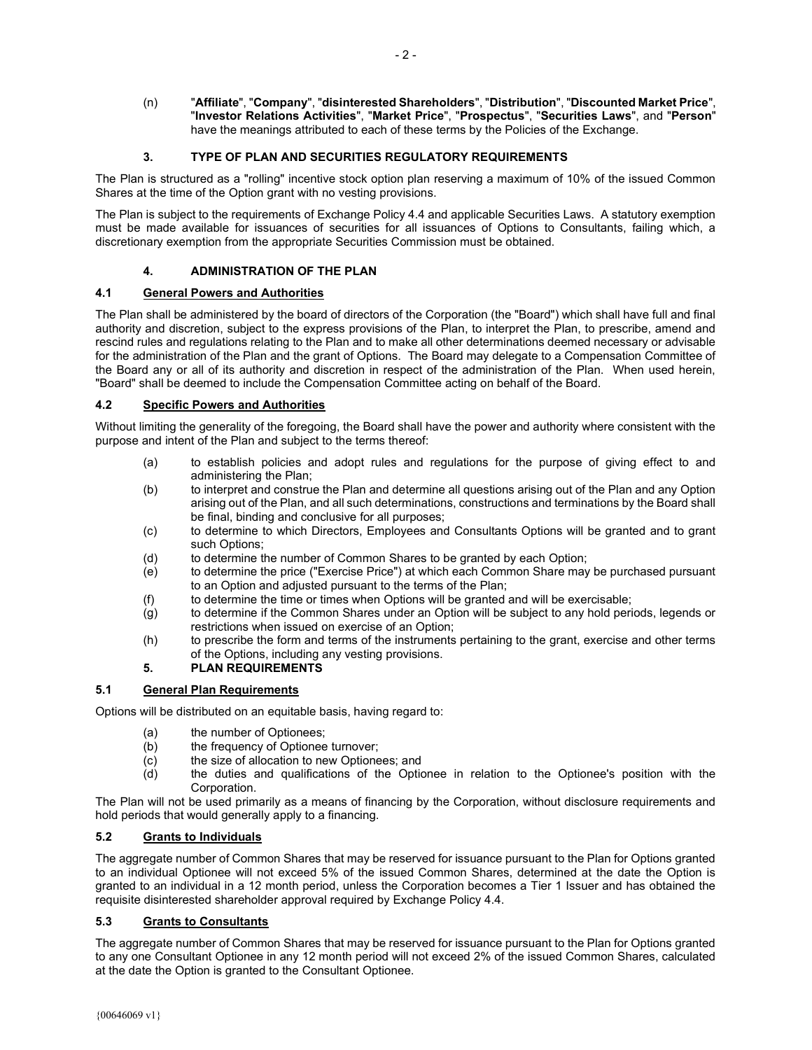(n) "**Affiliate**", "**Company**", "**disinterested Shareholders**", "**Distribution**", "**Discounted Market Price**", "**Investor Relations Activities**", "**Market Price**", "**Prospectus**", "**Securities Laws**", and "**Person**" have the meanings attributed to each of these terms by the Policies of the Exchange.

## 3. TYPE OF PLAN AND SECURITIES REGULATORY REQUIREMENTS

The Plan is structured as a "rolling" incentive stock option plan reserving a maximum of 10% of the issued Common Shares at the time of the Option grant with no vesting provisions.

The Plan is subject to the requirements of Exchange Policy 4.4 and applicable Securities Laws. A statutory exemption must be made available for issuances of securities for all issuances of Options to Consultants, failing which, a discretionary exemption from the appropriate Securities Commission must be obtained.

## 4. ADMINISTRATION OF THE PLAN

### 4.1 General Powers and Authorities

The Plan shall be administered by the board of directors of the Corporation (the "Board") which shall have full and final authority and discretion, subject to the express provisions of the Plan, to interpret the Plan, to prescribe, amend and rescind rules and regulations relating to the Plan and to make all other determinations deemed necessary or advisable for the administration of the Plan and the grant of Options. The Board may delegate to a Compensation Committee of the Board any or all of its authority and discretion in respect of the administration of the Plan. When used herein, "Board" shall be deemed to include the Compensation Committee acting on behalf of the Board.

### 4.2 Specific Powers and Authorities

Without limiting the generality of the foregoing, the Board shall have the power and authority where consistent with the purpose and intent of the Plan and subject to the terms thereof:

(a) to establish policies and adopt rules and regulations for the purpose of giving effect to and administering the Plan;

(b) to interpret and construe the Plan and determine all questions arising out of the Plan and any Option arising out of the Plan, and all such determinations, constructions and terminations by the Board shall be final, binding and conclusive for all purposes;

(c) to determine to which Directors, Employees and Consultants Options will be granted and to grant such Options;

(d) to determine the number of Common Shares to be granted by each Option;

(e) to determine the price ("Exercise Price") at which each Common Share may be purchased pursuant to an Option and adjusted pursuant to the terms of the Plan;

(f) to determine the time or times when Options will be granted and will be exercisable;

(g) to determine if the Common Shares under an Option will be subject to any hold periods, legends or restrictions when issued on exercise of an Option;

(h) to prescribe the form and terms of the instruments pertaining to the grant, exercise and other terms of the Options, including any vesting provisions.

## 5. PLAN REQUIREMENTS

### 5.1 General Plan Requirements

Options will be distributed on an equitable basis, having regard to:

(a) the number of Optionees;

(b) the frequency of Optionee turnover;

(c) the size of allocation to new Optionees; and

(d) the duties and qualifications of the Optionee in relation to the Optionee's position with the Corporation.

The Plan will not be used primarily as a means of financing by the Corporation, without disclosure requirements and hold periods that would generally apply to a financing.

### 5.2 Grants to Individuals

The aggregate number of Common Shares that may be reserved for issuance pursuant to the Plan for Options granted to an individual Optionee will not exceed 5% of the issued Common Shares, determined at the date the Option is granted to an individual in a 12 month period, unless the Corporation becomes a Tier 1 Issuer and has obtained the requisite disinterested shareholder approval required by Exchange Policy 4.4.

### 5.3 Grants to Consultants

The aggregate number of Common Shares that may be reserved for issuance pursuant to the Plan for Options granted to any one Consultant Optionee in any 12 month period will not exceed 2% of the issued Common Shares, calculated at the date the Option is granted to the Consultant Optionee.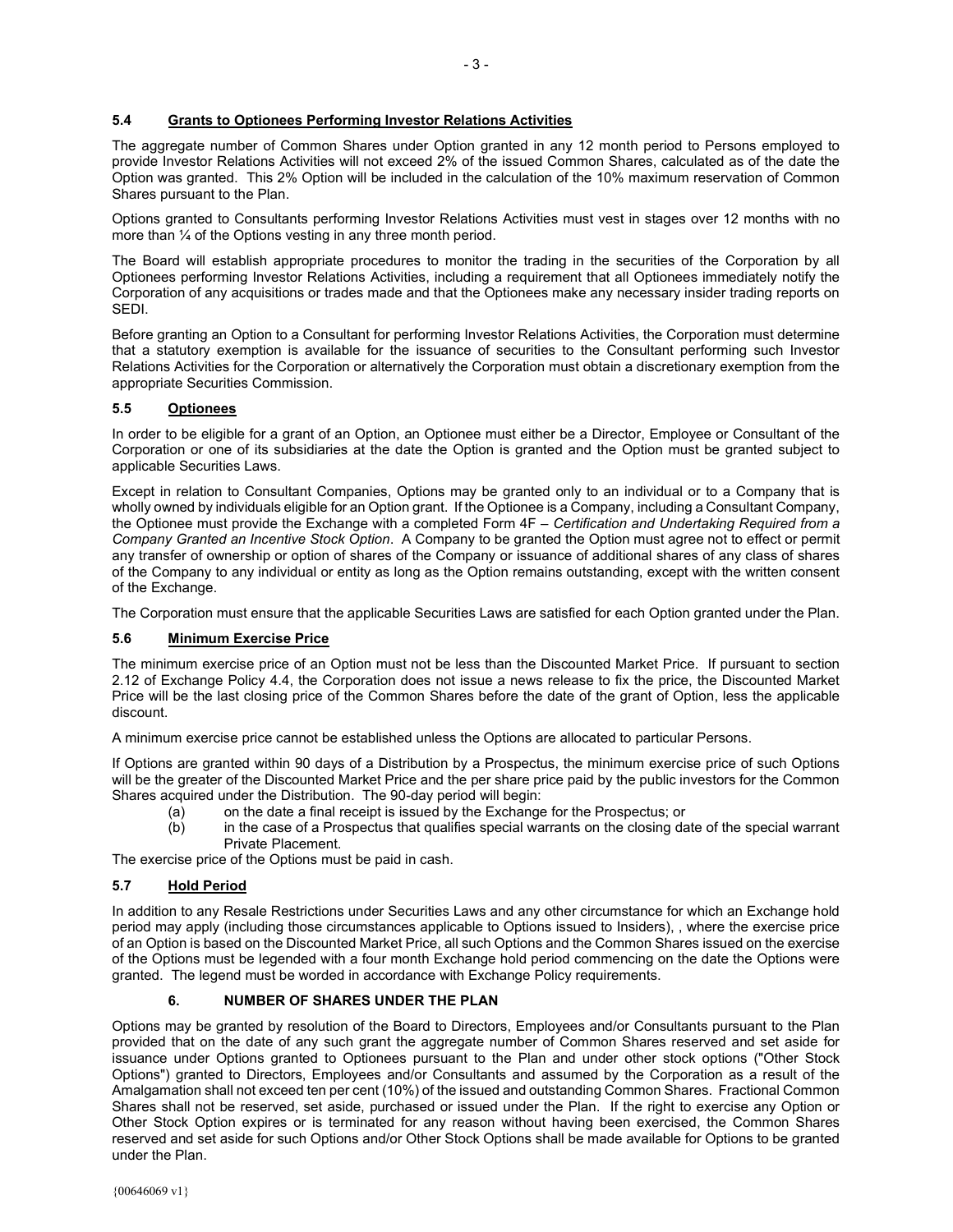### 5.4 Grants to Optionees Performing Investor Relations Activities

The aggregate number of Common Shares under Option granted in any 12 month period to Persons employed to provide Investor Relations Activities will not exceed 2% of the issued Common Shares, calculated as of the date the Option was granted. This 2% Option will be included in the calculation of the 10% maximum reservation of Common Shares pursuant to the Plan.

Options granted to Consultants performing Investor Relations Activities must vest in stages over 12 months with no more than ¼ of the Options vesting in any three month period.

The Board will establish appropriate procedures to monitor the trading in the securities of the Corporation by all Optionees performing Investor Relations Activities, including a requirement that all Optionees immediately notify the Corporation of any acquisitions or trades made and that the Optionees make any necessary insider trading reports on SEDI.

Before granting an Option to a Consultant for performing Investor Relations Activities, the Corporation must determine that a statutory exemption is available for the issuance of securities to the Consultant performing such Investor Relations Activities for the Corporation or alternatively the Corporation must obtain a discretionary exemption from the appropriate Securities Commission.

### 5.5 Optionees

In order to be eligible for a grant of an Option, an Optionee must either be a Director, Employee or Consultant of the Corporation or one of its subsidiaries at the date the Option is granted and the Option must be granted subject to applicable Securities Laws.

Except in relation to Consultant Companies, Options may be granted only to an individual or to a Company that is wholly owned by individuals eligible for an Option grant. If the Optionee is a Company, including a Consultant Company, the Optionee must provide the Exchange with a completed Form 4F – *Certification and Undertaking Required from a Company Granted an Incentive Stock Option*. A Company to be granted the Option must agree not to effect or permit any transfer of ownership or option of shares of the Company or issuance of additional shares of any class of shares of the Company to any individual or entity as long as the Option remains outstanding, except with the written consent of the Exchange.

The Corporation must ensure that the applicable Securities Laws are satisfied for each Option granted under the Plan.

### 5.6 Minimum Exercise Price

The minimum exercise price of an Option must not be less than the Discounted Market Price. If pursuant to section 2.12 of Exchange Policy 4.4, the Corporation does not issue a news release to fix the price, the Discounted Market Price will be the last closing price of the Common Shares before the date of the grant of Option, less the applicable discount.

A minimum exercise price cannot be established unless the Options are allocated to particular Persons.

If Options are granted within 90 days of a Distribution by a Prospectus, the minimum exercise price of such Options will be the greater of the Discounted Market Price and the per share price paid by the public investors for the Common Shares acquired under the Distribution. The 90-day period will begin:

(a) on the date a final receipt is issued by the Exchange for the Prospectus; or

(b) in the case of a Prospectus that qualifies special warrants on the closing date of the special warrant Private Placement.

The exercise price of the Options must be paid in cash.

### 5.7 Hold Period

In addition to any Resale Restrictions under Securities Laws and any other circumstance for which an Exchange hold period may apply (including those circumstances applicable to Options issued to Insiders), , where the exercise price of an Option is based on the Discounted Market Price, all such Options and the Common Shares issued on the exercise of the Options must be legended with a four month Exchange hold period commencing on the date the Options were granted. The legend must be worded in accordance with Exchange Policy requirements.

## 6. NUMBER OF SHARES UNDER THE PLAN

Options may be granted by resolution of the Board to Directors, Employees and/or Consultants pursuant to the Plan provided that on the date of any such grant the aggregate number of Common Shares reserved and set aside for issuance under Options granted to Optionees pursuant to the Plan and under other stock options ("Other Stock Options") granted to Directors, Employees and/or Consultants and assumed by the Corporation as a result of the Amalgamation shall not exceed ten per cent (10%) of the issued and outstanding Common Shares. Fractional Common Shares shall not be reserved, set aside, purchased or issued under the Plan. If the right to exercise any Option or Other Stock Option expires or is terminated for any reason without having been exercised, the Common Shares reserved and set aside for such Options and/or Other Stock Options shall be made available for Options to be granted under the Plan.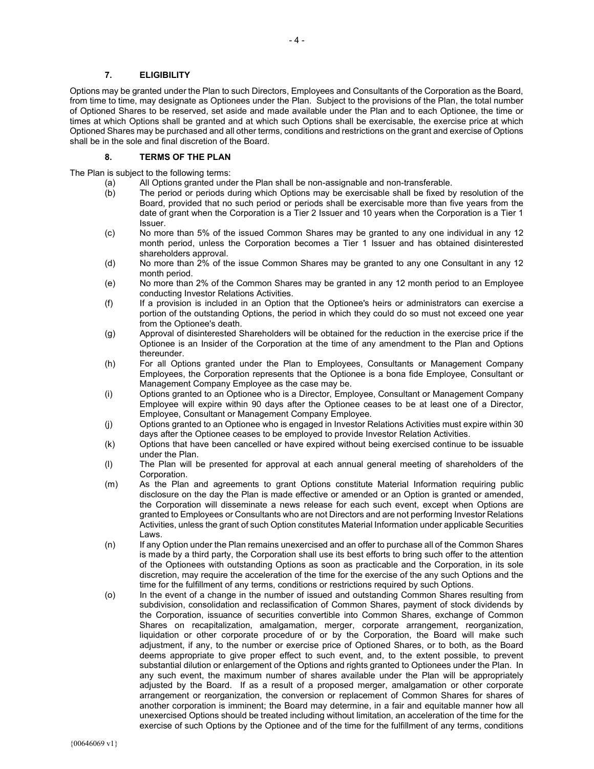### 7. ELIGIBILITY

Options may be granted under the Plan to such Directors, Employees and Consultants of the Corporation as the Board, from time to time, may designate as Optionees under the Plan. Subject to the provisions of the Plan, the total number of Optioned Shares to be reserved, set aside and made available under the Plan and to each Optionee, the time or times at which Options shall be granted and at which such Options shall be exercisable, the exercise price at which Optioned Shares may be purchased and all other terms, conditions and restrictions on the grant and exercise of Options shall be in the sole and final discretion of the Board.

### 8. TERMS OF THE PLAN

The Plan is subject to the following terms:

(a) All Options granted under the Plan shall be non-assignable and non-transferable.

(b) The period or periods during which Options may be exercisable shall be fixed by resolution of the Board, provided that no such period or periods shall be exercisable more than five years from the date of grant when the Corporation is a Tier 2 Issuer and 10 years when the Corporation is a Tier 1 Issuer.

(c) No more than 5% of the issued Common Shares may be granted to any one individual in any 12 month period, unless the Corporation becomes a Tier 1 Issuer and has obtained disinterested shareholders approval.

(d) No more than 2% of the issue Common Shares may be granted to any one Consultant in any 12 month period.

(e) No more than 2% of the Common Shares may be granted in any 12 month period to an Employee conducting Investor Relations Activities.

(f) If a provision is included in an Option that the Optionee's heirs or administrators can exercise a portion of the outstanding Options, the period in which they could do so must not exceed one year from the Optionee's death.

(g) Approval of disinterested Shareholders will be obtained for the reduction in the exercise price if the Optionee is an Insider of the Corporation at the time of any amendment to the Plan and Options thereunder.

(h) For all Options granted under the Plan to Employees, Consultants or Management Company Employees, the Corporation represents that the Optionee is a bona fide Employee, Consultant or Management Company Employee as the case may be.

(i) Options granted to an Optionee who is a Director, Employee, Consultant or Management Company Employee will expire within 90 days after the Optionee ceases to be at least one of a Director, Employee, Consultant or Management Company Employee.

(j) Options granted to an Optionee who is engaged in Investor Relations Activities must expire within 30 days after the Optionee ceases to be employed to provide Investor Relation Activities.

(k) Options that have been cancelled or have expired without being exercised continue to be issuable under the Plan.

(l) The Plan will be presented for approval at each annual general meeting of shareholders of the Corporation.

(m) As the Plan and agreements to grant Options constitute Material Information requiring public disclosure on the day the Plan is made effective or amended or an Option is granted or amended, the Corporation will disseminate a news release for each such event, except when Options are granted to Employees or Consultants who are not Directors and are not performing Investor Relations Activities, unless the grant of such Option constitutes Material Information under applicable Securities Laws.

(n) If any Option under the Plan remains unexercised and an offer to purchase all of the Common Shares is made by a third party, the Corporation shall use its best efforts to bring such offer to the attention of the Optionees with outstanding Options as soon as practicable and the Corporation, in its sole discretion, may require the acceleration of the time for the exercise of the any such Options and the time for the fulfillment of any terms, conditions or restrictions required by such Options.

(o) In the event of a change in the number of issued and outstanding Common Shares resulting from subdivision, consolidation and reclassification of Common Shares, payment of stock dividends by the Corporation, issuance of securities convertible into Common Shares, exchange of Common Shares on recapitalization, amalgamation, merger, corporate arrangement, reorganization, liquidation or other corporate procedure of or by the Corporation, the Board will make such adjustment, if any, to the number or exercise price of Optioned Shares, or to both, as the Board deems appropriate to give proper effect to such event, and, to the extent possible, to prevent substantial dilution or enlargement of the Options and rights granted to Optionees under the Plan. In any such event, the maximum number of shares available under the Plan will be appropriately adjusted by the Board. If as a result of a proposed merger, amalgamation or other corporate arrangement or reorganization, the conversion or replacement of Common Shares for shares of another corporation is imminent; the Board may determine, in a fair and equitable manner how all unexercised Options should be treated including without limitation, an acceleration of the time for the exercise of such Options by the Optionee and of the time for the fulfillment of any terms, conditions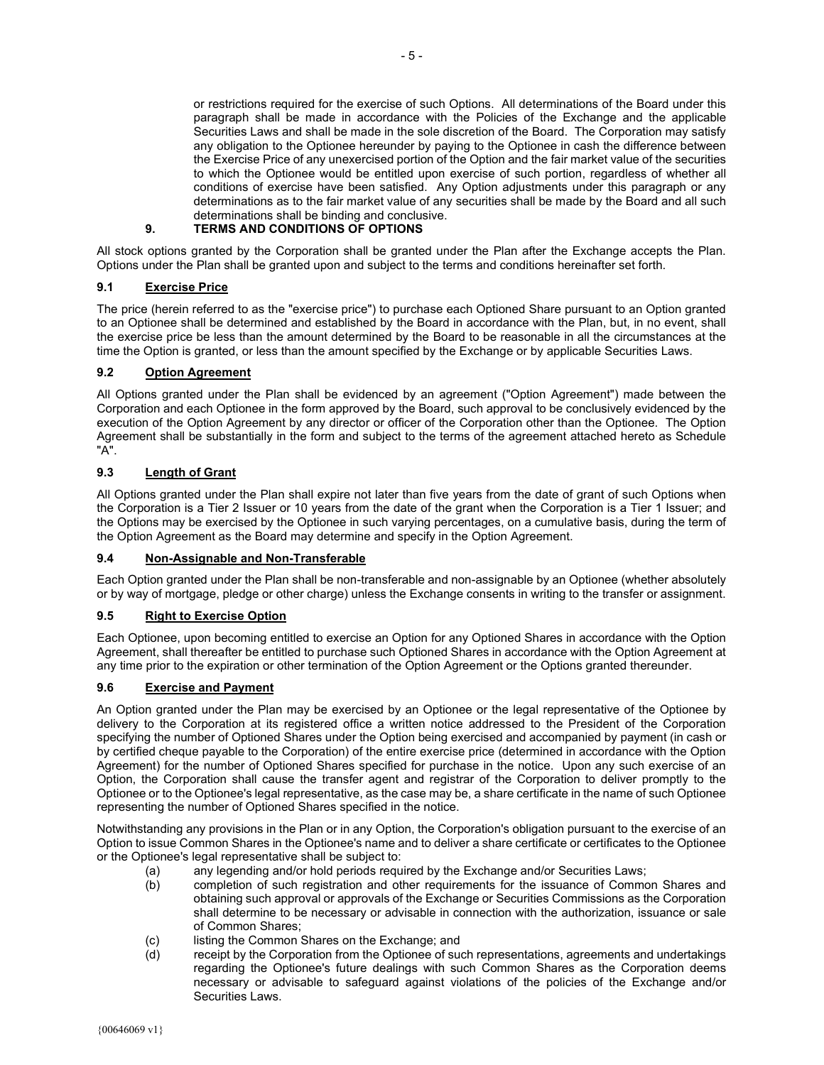or restrictions required for the exercise of such Options. All determinations of the Board under this paragraph shall be made in accordance with the Policies of the Exchange and the applicable Securities Laws and shall be made in the sole discretion of the Board. The Corporation may satisfy any obligation to the Optionee hereunder by paying to the Optionee in cash the difference between the Exercise Price of any unexercised portion of the Option and the fair market value of the securities to which the Optionee would be entitled upon exercise of such portion, regardless of whether all conditions of exercise have been satisfied. Any Option adjustments under this paragraph or any determinations as to the fair market value of any securities shall be made by the Board and all such determinations shall be binding and conclusive.

## 9. TERMS AND CONDITIONS OF OPTIONS

All stock options granted by the Corporation shall be granted under the Plan after the Exchange accepts the Plan. Options under the Plan shall be granted upon and subject to the terms and conditions hereinafter set forth.

### 9.1 Exercise Price

The price (herein referred to as the "exercise price") to purchase each Optioned Share pursuant to an Option granted to an Optionee shall be determined and established by the Board in accordance with the Plan, but, in no event, shall the exercise price be less than the amount determined by the Board to be reasonable in all the circumstances at the time the Option is granted, or less than the amount specified by the Exchange or by applicable Securities Laws.

### 9.2 Option Agreement

All Options granted under the Plan shall be evidenced by an agreement ("Option Agreement") made between the Corporation and each Optionee in the form approved by the Board, such approval to be conclusively evidenced by the execution of the Option Agreement by any director or officer of the Corporation other than the Optionee. The Option Agreement shall be substantially in the form and subject to the terms of the agreement attached hereto as Schedule "A".

### 9.3 Length of Grant

All Options granted under the Plan shall expire not later than five years from the date of grant of such Options when the Corporation is a Tier 2 Issuer or 10 years from the date of the grant when the Corporation is a Tier 1 Issuer; and the Options may be exercised by the Optionee in such varying percentages, on a cumulative basis, during the term of the Option Agreement as the Board may determine and specify in the Option Agreement.

### 9.4 Non-Assignable and Non-Transferable

Each Option granted under the Plan shall be non-transferable and non-assignable by an Optionee (whether absolutely or by way of mortgage, pledge or other charge) unless the Exchange consents in writing to the transfer or assignment.

### 9.5 Right to Exercise Option

Each Optionee, upon becoming entitled to exercise an Option for any Optioned Shares in accordance with the Option Agreement, shall thereafter be entitled to purchase such Optioned Shares in accordance with the Option Agreement at any time prior to the expiration or other termination of the Option Agreement or the Options granted thereunder.

### 9.6 Exercise and Payment

An Option granted under the Plan may be exercised by an Optionee or the legal representative of the Optionee by delivery to the Corporation at its registered office a written notice addressed to the President of the Corporation specifying the number of Optioned Shares under the Option being exercised and accompanied by payment (in cash or by certified cheque payable to the Corporation) of the entire exercise price (determined in accordance with the Option Agreement) for the number of Optioned Shares specified for purchase in the notice. Upon any such exercise of an Option, the Corporation shall cause the transfer agent and registrar of the Corporation to deliver promptly to the Optionee or to the Optionee's legal representative, as the case may be, a share certificate in the name of such Optionee representing the number of Optioned Shares specified in the notice.

Notwithstanding any provisions in the Plan or in any Option, the Corporation's obligation pursuant to the exercise of an Option to issue Common Shares in the Optionee's name and to deliver a share certificate or certificates to the Optionee or the Optionee's legal representative shall be subject to:

(a) any legending and/or hold periods required by the Exchange and/or Securities Laws;

(b) completion of such registration and other requirements for the issuance of Common Shares and obtaining such approval or approvals of the Exchange or Securities Commissions as the Corporation shall determine to be necessary or advisable in connection with the authorization, issuance or sale of Common Shares;

(c) listing the Common Shares on the Exchange; and

(d) receipt by the Corporation from the Optionee of such representations, agreements and undertakings regarding the Optionee's future dealings with such Common Shares as the Corporation deems necessary or advisable to safeguard against violations of the policies of the Exchange and/or Securities Laws.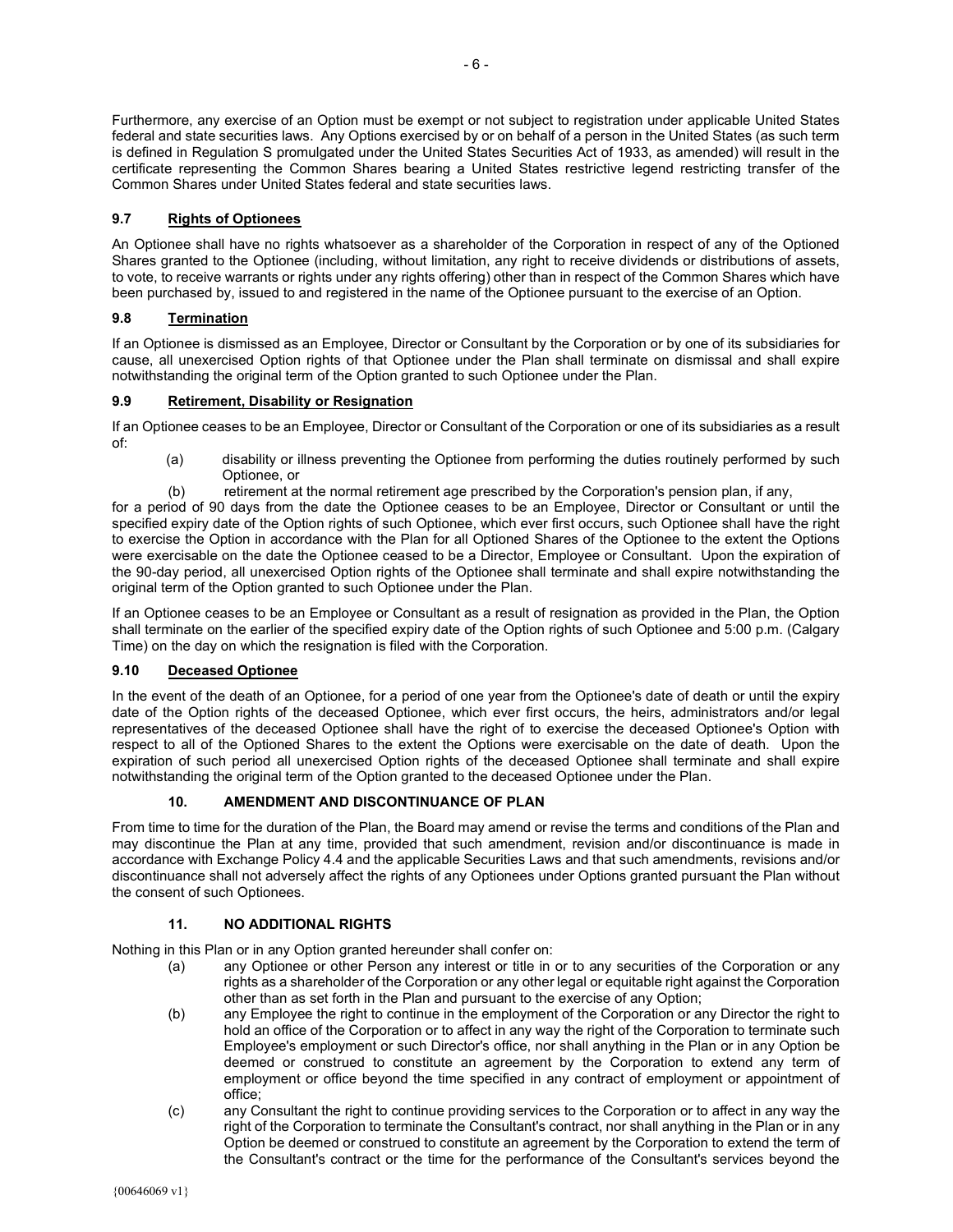Furthermore, any exercise of an Option must be exempt or not subject to registration under applicable United States federal and state securities laws. Any Options exercised by or on behalf of a person in the United States (as such term is defined in Regulation S promulgated under the United States Securities Act of 1933, as amended) will result in the certificate representing the Common Shares bearing a United States restrictive legend restricting transfer of the Common Shares under United States federal and state securities laws.

### 9.7 Rights of Optionees

An Optionee shall have no rights whatsoever as a shareholder of the Corporation in respect of any of the Optioned Shares granted to the Optionee (including, without limitation, any right to receive dividends or distributions of assets, to vote, to receive warrants or rights under any rights offering) other than in respect of the Common Shares which have been purchased by, issued to and registered in the name of the Optionee pursuant to the exercise of an Option.

### 9.8 Termination

If an Optionee is dismissed as an Employee, Director or Consultant by the Corporation or by one of its subsidiaries for cause, all unexercised Option rights of that Optionee under the Plan shall terminate on dismissal and shall expire notwithstanding the original term of the Option granted to such Optionee under the Plan.

### 9.9 Retirement, Disability or Resignation

If an Optionee ceases to be an Employee, Director or Consultant of the Corporation or one of its subsidiaries as a result of:

(a) disability or illness preventing the Optionee from performing the duties routinely performed by such Optionee, or

(b) retirement at the normal retirement age prescribed by the Corporation's pension plan, if any,

for a period of 90 days from the date the Optionee ceases to be an Employee, Director or Consultant or until the specified expiry date of the Option rights of such Optionee, which ever first occurs, such Optionee shall have the right to exercise the Option in accordance with the Plan for all Optioned Shares of the Optionee to the extent the Options were exercisable on the date the Optionee ceased to be a Director, Employee or Consultant. Upon the expiration of the 90-day period, all unexercised Option rights of the Optionee shall terminate and shall expire notwithstanding the original term of the Option granted to such Optionee under the Plan.

If an Optionee ceases to be an Employee or Consultant as a result of resignation as provided in the Plan, the Option shall terminate on the earlier of the specified expiry date of the Option rights of such Optionee and 5:00 p.m. (Calgary Time) on the day on which the resignation is filed with the Corporation.

### 9.10 Deceased Optionee

In the event of the death of an Optionee, for a period of one year from the Optionee's date of death or until the expiry date of the Option rights of the deceased Optionee, which ever first occurs, the heirs, administrators and/or legal representatives of the deceased Optionee shall have the right of to exercise the deceased Optionee's Option with respect to all of the Optioned Shares to the extent the Options were exercisable on the date of death. Upon the expiration of such period all unexercised Option rights of the deceased Optionee shall terminate and shall expire notwithstanding the original term of the Option granted to the deceased Optionee under the Plan.

## 10. AMENDMENT AND DISCONTINUANCE OF PLAN

From time to time for the duration of the Plan, the Board may amend or revise the terms and conditions of the Plan and may discontinue the Plan at any time, provided that such amendment, revision and/or discontinuance is made in accordance with Exchange Policy 4.4 and the applicable Securities Laws and that such amendments, revisions and/or discontinuance shall not adversely affect the rights of any Optionees under Options granted pursuant the Plan without the consent of such Optionees.

## 11. NO ADDITIONAL RIGHTS

Nothing in this Plan or in any Option granted hereunder shall confer on:

(a) any Optionee or other Person any interest or title in or to any securities of the Corporation or any rights as a shareholder of the Corporation or any other legal or equitable right against the Corporation other than as set forth in the Plan and pursuant to the exercise of any Option;

(b) any Employee the right to continue in the employment of the Corporation or any Director the right to hold an office of the Corporation or to affect in any way the right of the Corporation to terminate such Employee's employment or such Director's office, nor shall anything in the Plan or in any Option be deemed or construed to constitute an agreement by the Corporation to extend any term of employment or office beyond the time specified in any contract of employment or appointment of office;

(c) any Consultant the right to continue providing services to the Corporation or to affect in any way the right of the Corporation to terminate the Consultant's contract, nor shall anything in the Plan or in any Option be deemed or construed to constitute an agreement by the Corporation to extend the term of the Consultant's contract or the time for the performance of the Consultant's services beyond the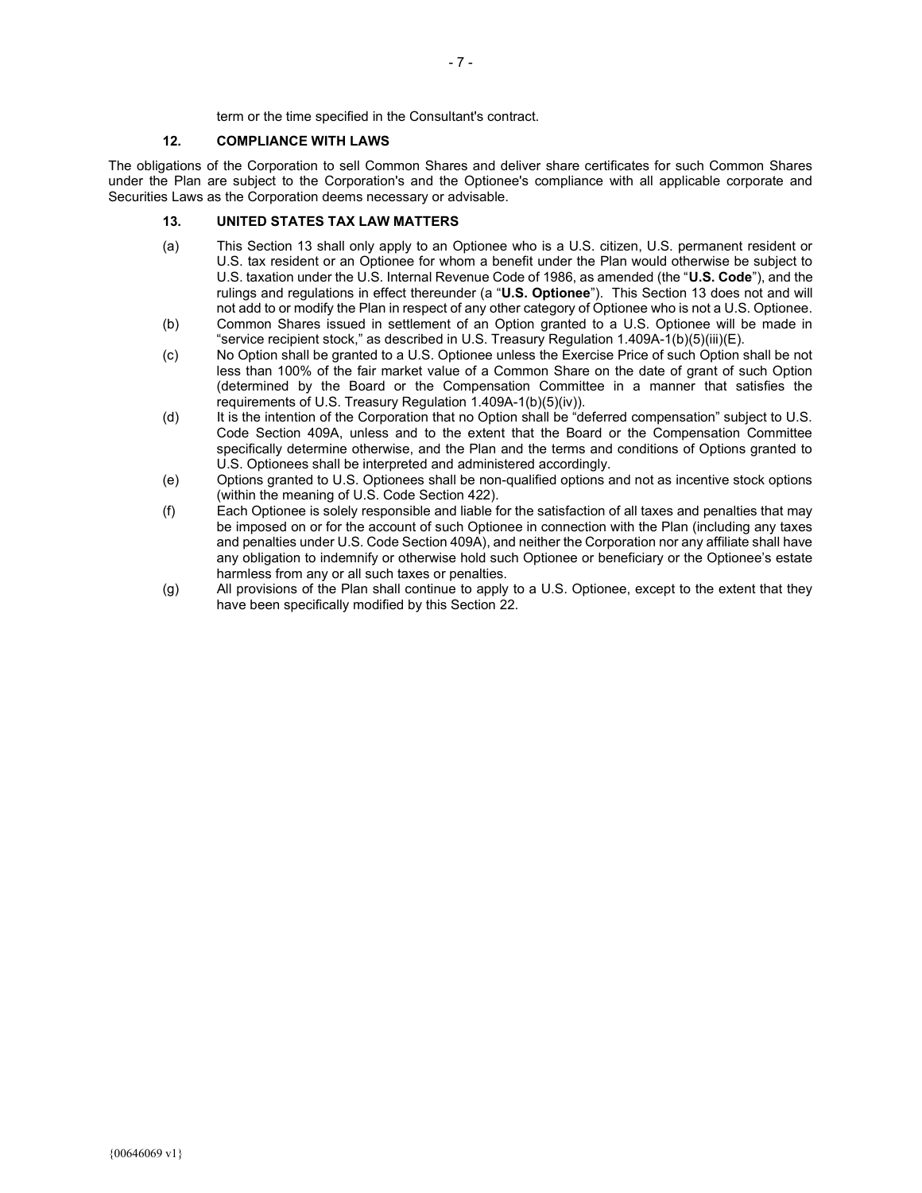term or the time specified in the Consultant's contract.

## 12. COMPLIANCE WITH LAWS

The obligations of the Corporation to sell Common Shares and deliver share certificates for such Common Shares under the Plan are subject to the Corporation's and the Optionee's compliance with all applicable corporate and Securities Laws as the Corporation deems necessary or advisable.

## 13. UNITED STATES TAX LAW MATTERS

(a) This Section 13 shall only apply to an Optionee who is a U.S. citizen, U.S. permanent resident or U.S. tax resident or an Optionee for whom a benefit under the Plan would otherwise be subject to U.S. taxation under the U.S. Internal Revenue Code of 1986, as amended (the "**U.S. Code**"), and the rulings and regulations in effect thereunder (a "**U.S. Optionee**"). This Section 13 does not and will not add to or modify the Plan in respect of any other category of Optionee who is not a U.S. Optionee.

(b) Common Shares issued in settlement of an Option granted to a U.S. Optionee will be made in "service recipient stock," as described in U.S. Treasury Regulation 1.409A-1(b)(5)(iii)(E).

(c) No Option shall be granted to a U.S. Optionee unless the Exercise Price of such Option shall be not less than 100% of the fair market value of a Common Share on the date of grant of such Option (determined by the Board or the Compensation Committee in a manner that satisfies the requirements of U.S. Treasury Regulation 1.409A-1(b)(5)(iv)).

(d) It is the intention of the Corporation that no Option shall be "deferred compensation" subject to U.S. Code Section 409A, unless and to the extent that the Board or the Compensation Committee specifically determine otherwise, and the Plan and the terms and conditions of Options granted to U.S. Optionees shall be interpreted and administered accordingly.

(e) Options granted to U.S. Optionees shall be non-qualified options and not as incentive stock options (within the meaning of U.S. Code Section 422).

(f) Each Optionee is solely responsible and liable for the satisfaction of all taxes and penalties that may be imposed on or for the account of such Optionee in connection with the Plan (including any taxes and penalties under U.S. Code Section 409A), and neither the Corporation nor any affiliate shall have any obligation to indemnify or otherwise hold such Optionee or beneficiary or the Optionee's estate harmless from any or all such taxes or penalties.

(g) All provisions of the Plan shall continue to apply to a U.S. Optionee, except to the extent that they have been specifically modified by this Section 22.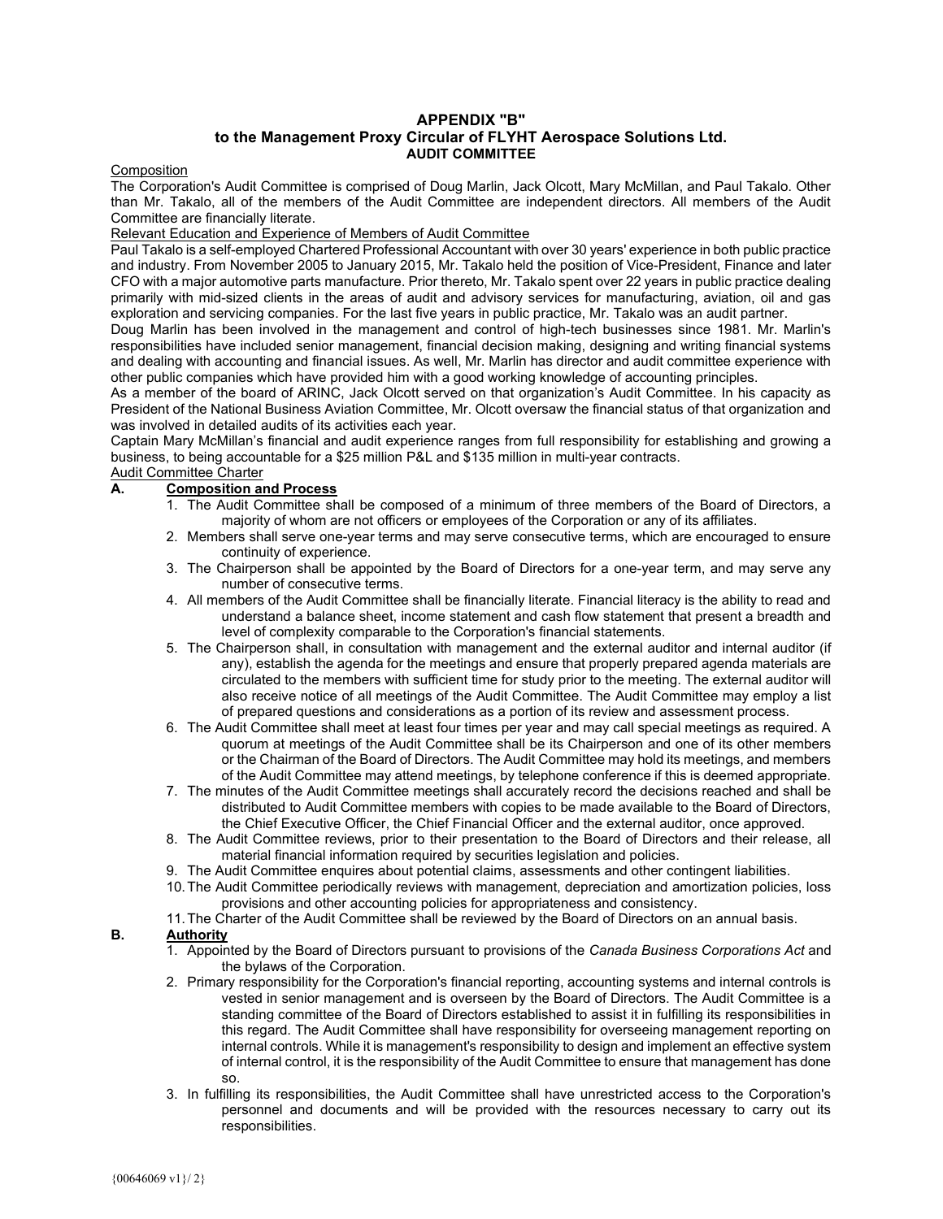# APPENDIX "B"
## to the Management Proxy Circular of FLYHT Aerospace Solutions Ltd.
## AUDIT COMMITTEE

Composition

The Corporation's Audit Committee is comprised of Doug Marlin, Jack Olcott, Mary McMillan, and Paul Takalo. Other than Mr. Takalo, all of the members of the Audit Committee are independent directors. All members of the Audit Committee are financially literate.

Relevant Education and Experience of Members of Audit Committee

Paul Takalo is a self-employed Chartered Professional Accountant with over 30 years' experience in both public practice and industry. From November 2005 to January 2015, Mr. Takalo held the position of Vice-President, Finance and later CFO with a major automotive parts manufacture. Prior thereto, Mr. Takalo spent over 22 years in public practice dealing primarily with mid-sized clients in the areas of audit and advisory services for manufacturing, aviation, oil and gas exploration and servicing companies. For the last five years in public practice, Mr. Takalo was an audit partner.

Doug Marlin has been involved in the management and control of high-tech businesses since 1981. Mr. Marlin's responsibilities have included senior management, financial decision making, designing and writing financial systems and dealing with accounting and financial issues. As well, Mr. Marlin has director and audit committee experience with other public companies which have provided him with a good working knowledge of accounting principles.

As a member of the board of ARINC, Jack Olcott served on that organization's Audit Committee. In his capacity as President of the National Business Aviation Committee, Mr. Olcott oversaw the financial status of that organization and was involved in detailed audits of its activities each year.

Captain Mary McMillan's financial and audit experience ranges from full responsibility for establishing and growing a business, to being accountable for a $25 million P&L and $135 million in multi-year contracts.

Audit Committee Charter

**A. Composition and Process**

1. The Audit Committee shall be composed of a minimum of three members of the Board of Directors, a majority of whom are not officers or employees of the Corporation or any of its affiliates.
2. Members shall serve one-year terms and may serve consecutive terms, which are encouraged to ensure continuity of experience.
3. The Chairperson shall be appointed by the Board of Directors for a one-year term, and may serve any number of consecutive terms.
4. All members of the Audit Committee shall be financially literate. Financial literacy is the ability to read and understand a balance sheet, income statement and cash flow statement that present a breadth and level of complexity comparable to the Corporation's financial statements.
5. The Chairperson shall, in consultation with management and the external auditor and internal auditor (if any), establish the agenda for the meetings and ensure that properly prepared agenda materials are circulated to the members with sufficient time for study prior to the meeting. The external auditor will also receive notice of all meetings of the Audit Committee. The Audit Committee may employ a list of prepared questions and considerations as a portion of its review and assessment process.
6. The Audit Committee shall meet at least four times per year and may call special meetings as required. A quorum at meetings of the Audit Committee shall be its Chairperson and one of its other members or the Chairman of the Board of Directors. The Audit Committee may hold its meetings, and members of the Audit Committee may attend meetings, by telephone conference if this is deemed appropriate.
7. The minutes of the Audit Committee meetings shall accurately record the decisions reached and shall be distributed to Audit Committee members with copies to be made available to the Board of Directors, the Chief Executive Officer, the Chief Financial Officer and the external auditor, once approved.
8. The Audit Committee reviews, prior to their presentation to the Board of Directors and their release, all material financial information required by securities legislation and policies.
9. The Audit Committee enquires about potential claims, assessments and other contingent liabilities.
10. The Audit Committee periodically reviews with management, depreciation and amortization policies, loss provisions and other accounting policies for appropriateness and consistency.
11. The Charter of the Audit Committee shall be reviewed by the Board of Directors on an annual basis.

**B. Authority**

1. Appointed by the Board of Directors pursuant to provisions of the *Canada Business Corporations Act* and the bylaws of the Corporation.
2. Primary responsibility for the Corporation's financial reporting, accounting systems and internal controls is vested in senior management and is overseen by the Board of Directors. The Audit Committee is a standing committee of the Board of Directors established to assist it in fulfilling its responsibilities in this regard. The Audit Committee shall have responsibility for overseeing management reporting on internal controls. While it is management's responsibility to design and implement an effective system of internal control, it is the responsibility of the Audit Committee to ensure that management has done so.
3. In fulfilling its responsibilities, the Audit Committee shall have unrestricted access to the Corporation's personnel and documents and will be provided with the resources necessary to carry out its responsibilities.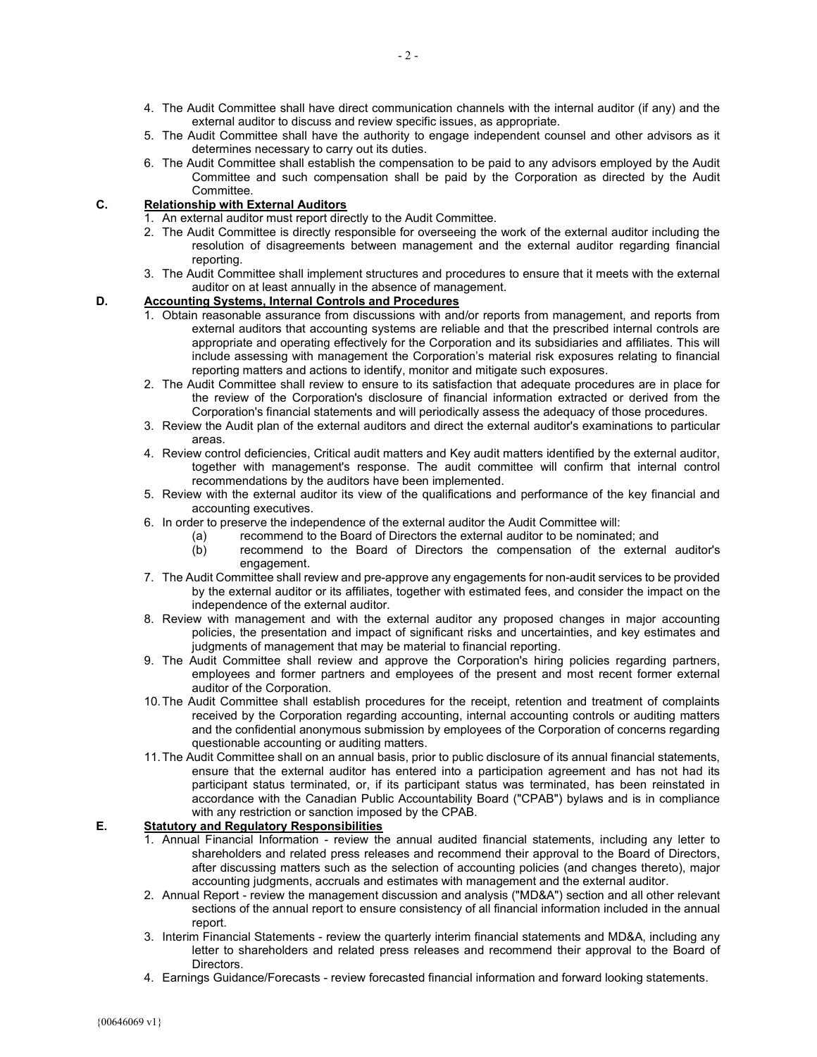4. The Audit Committee shall have direct communication channels with the internal auditor (if any) and the external auditor to discuss and review specific issues, as appropriate.
5. The Audit Committee shall have the authority to engage independent counsel and other advisors as it determines necessary to carry out its duties.
6. The Audit Committee shall establish the compensation to be paid to any advisors employed by the Audit Committee and such compensation shall be paid by the Corporation as directed by the Audit Committee.

### C. Relationship with External Auditors

1. An external auditor must report directly to the Audit Committee.
2. The Audit Committee is directly responsible for overseeing the work of the external auditor including the resolution of disagreements between management and the external auditor regarding financial reporting.
3. The Audit Committee shall implement structures and procedures to ensure that it meets with the external auditor on at least annually in the absence of management.

### D. Accounting Systems, Internal Controls and Procedures

1. Obtain reasonable assurance from discussions with and/or reports from management, and reports from external auditors that accounting systems are reliable and that the prescribed internal controls are appropriate and operating effectively for the Corporation and its subsidiaries and affiliates. This will include assessing with management the Corporation's material risk exposures relating to financial reporting matters and actions to identify, monitor and mitigate such exposures.
2. The Audit Committee shall review to ensure to its satisfaction that adequate procedures are in place for the review of the Corporation's disclosure of financial information extracted or derived from the Corporation's financial statements and will periodically assess the adequacy of those procedures.
3. Review the Audit plan of the external auditors and direct the external auditor's examinations to particular areas.
4. Review control deficiencies, Critical audit matters and Key audit matters identified by the external auditor, together with management's response. The audit committee will confirm that internal control recommendations by the auditors have been implemented.
5. Review with the external auditor its view of the qualifications and performance of the key financial and accounting executives.
6. In order to preserve the independence of the external auditor the Audit Committee will:
   (a) recommend to the Board of Directors the external auditor to be nominated; and
   (b) recommend to the Board of Directors the compensation of the external auditor's engagement.
7. The Audit Committee shall review and pre-approve any engagements for non-audit services to be provided by the external auditor or its affiliates, together with estimated fees, and consider the impact on the independence of the external auditor.
8. Review with management and with the external auditor any proposed changes in major accounting policies, the presentation and impact of significant risks and uncertainties, and key estimates and judgments of management that may be material to financial reporting.
9. The Audit Committee shall review and approve the Corporation's hiring policies regarding partners, employees and former partners and employees of the present and most recent former external auditor of the Corporation.
10. The Audit Committee shall establish procedures for the receipt, retention and treatment of complaints received by the Corporation regarding accounting, internal accounting controls or auditing matters and the confidential anonymous submission by employees of the Corporation of concerns regarding questionable accounting or auditing matters.
11. The Audit Committee shall on an annual basis, prior to public disclosure of its annual financial statements, ensure that the external auditor has entered into a participation agreement and has not had its participant status terminated, or, if its participant status was terminated, has been reinstated in accordance with the Canadian Public Accountability Board ("CPAB") bylaws and is in compliance with any restriction or sanction imposed by the CPAB.

### E. Statutory and Regulatory Responsibilities

1. Annual Financial Information - review the annual audited financial statements, including any letter to shareholders and related press releases and recommend their approval to the Board of Directors, after discussing matters such as the selection of accounting policies (and changes thereto), major accounting judgments, accruals and estimates with management and the external auditor.
2. Annual Report - review the management discussion and analysis ("MD&A") section and all other relevant sections of the annual report to ensure consistency of all financial information included in the annual report.
3. Interim Financial Statements - review the quarterly interim financial statements and MD&A, including any letter to shareholders and related press releases and recommend their approval to the Board of Directors.
4. Earnings Guidance/Forecasts - review forecasted financial information and forward looking statements.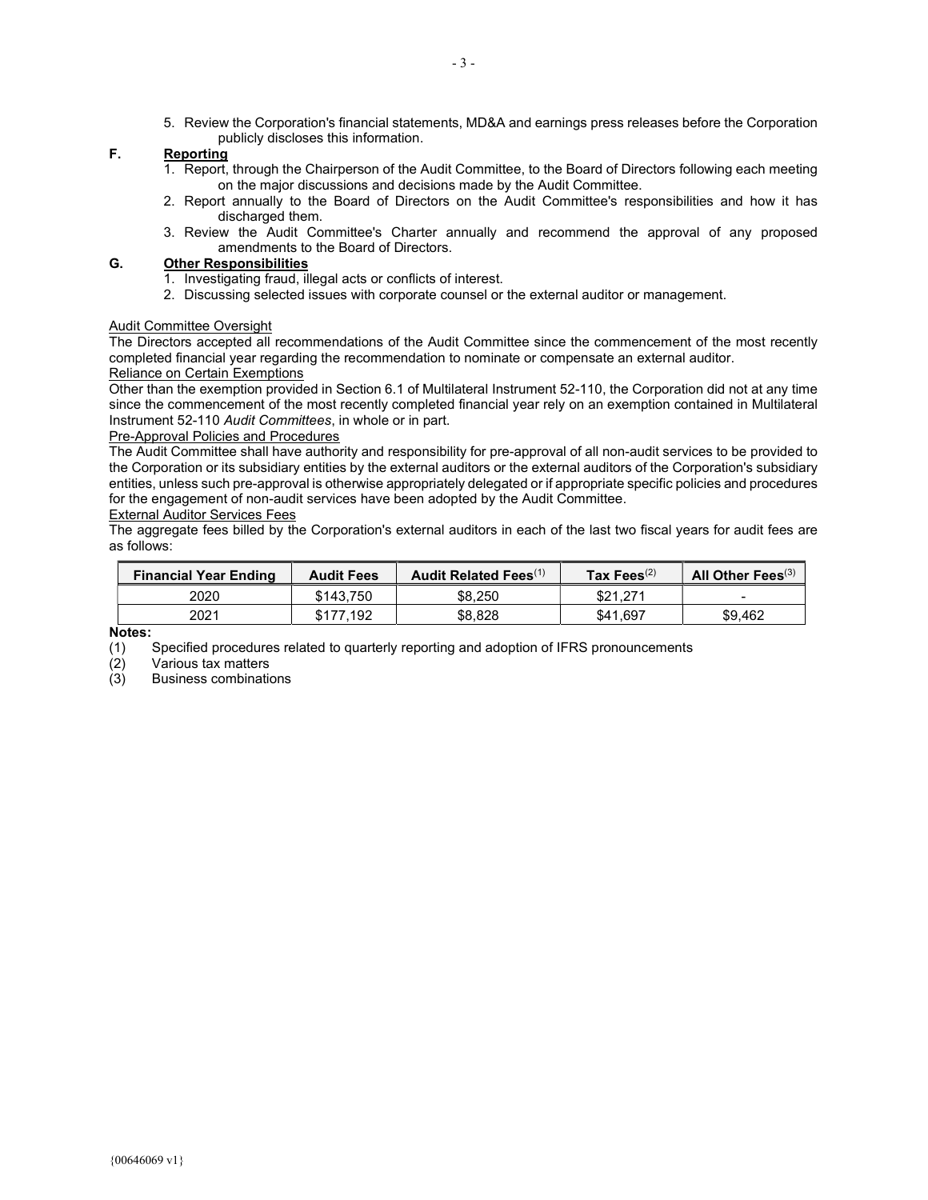5. Review the Corporation's financial statements, MD&A and earnings press releases before the Corporation publicly discloses this information.

**F. Reporting**

1. Report, through the Chairperson of the Audit Committee, to the Board of Directors following each meeting on the major discussions and decisions made by the Audit Committee.
2. Report annually to the Board of Directors on the Audit Committee's responsibilities and how it has discharged them.
3. Review the Audit Committee's Charter annually and recommend the approval of any proposed amendments to the Board of Directors.

**G. Other Responsibilities**

1. Investigating fraud, illegal acts or conflicts of interest.
2. Discussing selected issues with corporate counsel or the external auditor or management.

Audit Committee Oversight

The Directors accepted all recommendations of the Audit Committee since the commencement of the most recently completed financial year regarding the recommendation to nominate or compensate an external auditor.

Reliance on Certain Exemptions

Other than the exemption provided in Section 6.1 of Multilateral Instrument 52-110, the Corporation did not at any time since the commencement of the most recently completed financial year rely on an exemption contained in Multilateral Instrument 52-110 *Audit Committees*, in whole or in part.

Pre-Approval Policies and Procedures

The Audit Committee shall have authority and responsibility for pre-approval of all non-audit services to be provided to the Corporation or its subsidiary entities by the external auditors or the external auditors of the Corporation's subsidiary entities, unless such pre-approval is otherwise appropriately delegated or if appropriate specific policies and procedures for the engagement of non-audit services have been adopted by the Audit Committee.

External Auditor Services Fees

The aggregate fees billed by the Corporation's external auditors in each of the last two fiscal years for audit fees are as follows:

| Financial Year Ending | Audit Fees | Audit Related Fees[1] | Tax Fees[2] | All Other Fees[3] |
|---|---|---|---|---|
| 2020 | $143,750 | $8,250 | $21,271 | - |
| 2021 | $177,192 | $8,828 | $41,697 | $9,462 |

**Notes:**

(1) Specified procedures related to quarterly reporting and adoption of IFRS pronouncements

(2) Various tax matters

(3) Business combinations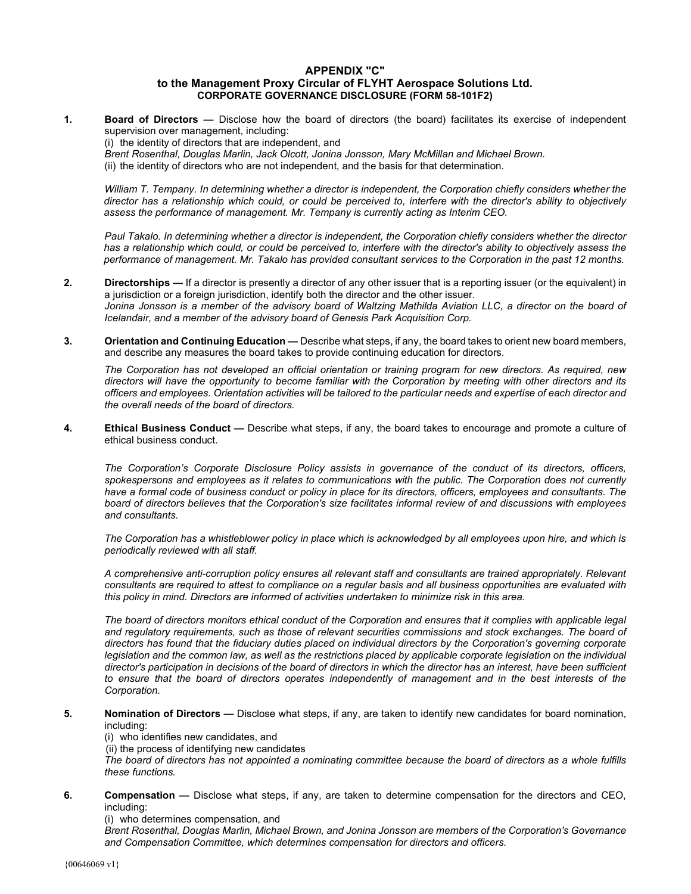# APPENDIX "C"
## to the Management Proxy Circular of FLYHT Aerospace Solutions Ltd.
### CORPORATE GOVERNANCE DISCLOSURE (FORM 58-101F2)

**1.** **Board of Directors —** Disclose how the board of directors (the board) facilitates its exercise of independent supervision over management, including:

(i) the identity of directors that are independent, and

*Brent Rosenthal, Douglas Marlin, Jack Olcott, Jonina Jonsson, Mary McMillan and Michael Brown.*

(ii) the identity of directors who are not independent, and the basis for that determination.

*William T. Tempany. In determining whether a director is independent, the Corporation chiefly considers whether the director has a relationship which could, or could be perceived to, interfere with the director's ability to objectively assess the performance of management. Mr. Tempany is currently acting as Interim CEO.*

*Paul Takalo. In determining whether a director is independent, the Corporation chiefly considers whether the director has a relationship which could, or could be perceived to, interfere with the director's ability to objectively assess the performance of management. Mr. Takalo has provided consultant services to the Corporation in the past 12 months.*

**2.** **Directorships —** If a director is presently a director of any other issuer that is a reporting issuer (or the equivalent) in a jurisdiction or a foreign jurisdiction, identify both the director and the other issuer.

*Jonina Jonsson is a member of the advisory board of Waltzing Mathilda Aviation LLC, a director on the board of Icelandair, and a member of the advisory board of Genesis Park Acquisition Corp.*

**3.** **Orientation and Continuing Education —** Describe what steps, if any, the board takes to orient new board members, and describe any measures the board takes to provide continuing education for directors.

*The Corporation has not developed an official orientation or training program for new directors. As required, new directors will have the opportunity to become familiar with the Corporation by meeting with other directors and its officers and employees. Orientation activities will be tailored to the particular needs and expertise of each director and the overall needs of the board of directors.*

**4.** **Ethical Business Conduct —** Describe what steps, if any, the board takes to encourage and promote a culture of ethical business conduct.

*The Corporation's Corporate Disclosure Policy assists in governance of the conduct of its directors, officers, spokespersons and employees as it relates to communications with the public. The Corporation does not currently have a formal code of business conduct or policy in place for its directors, officers, employees and consultants. The board of directors believes that the Corporation's size facilitates informal review of and discussions with employees and consultants.*

*The Corporation has a whistleblower policy in place which is acknowledged by all employees upon hire, and which is periodically reviewed with all staff.*

*A comprehensive anti-corruption policy ensures all relevant staff and consultants are trained appropriately. Relevant consultants are required to attest to compliance on a regular basis and all business opportunities are evaluated with this policy in mind. Directors are informed of activities undertaken to minimize risk in this area.*

*The board of directors monitors ethical conduct of the Corporation and ensures that it complies with applicable legal and regulatory requirements, such as those of relevant securities commissions and stock exchanges. The board of directors has found that the fiduciary duties placed on individual directors by the Corporation's governing corporate legislation and the common law, as well as the restrictions placed by applicable corporate legislation on the individual director's participation in decisions of the board of directors in which the director has an interest, have been sufficient to ensure that the board of directors operates independently of management and in the best interests of the Corporation.*

**5.** **Nomination of Directors —** Disclose what steps, if any, are taken to identify new candidates for board nomination, including:

(i) who identifies new candidates, and

(ii) the process of identifying new candidates

*The board of directors has not appointed a nominating committee because the board of directors as a whole fulfills these functions.*

**6.** **Compensation —** Disclose what steps, if any, are taken to determine compensation for the directors and CEO, including:

(i) who determines compensation, and

*Brent Rosenthal, Douglas Marlin, Michael Brown, and Jonina Jonsson are members of the Corporation's Governance and Compensation Committee, which determines compensation for directors and officers.*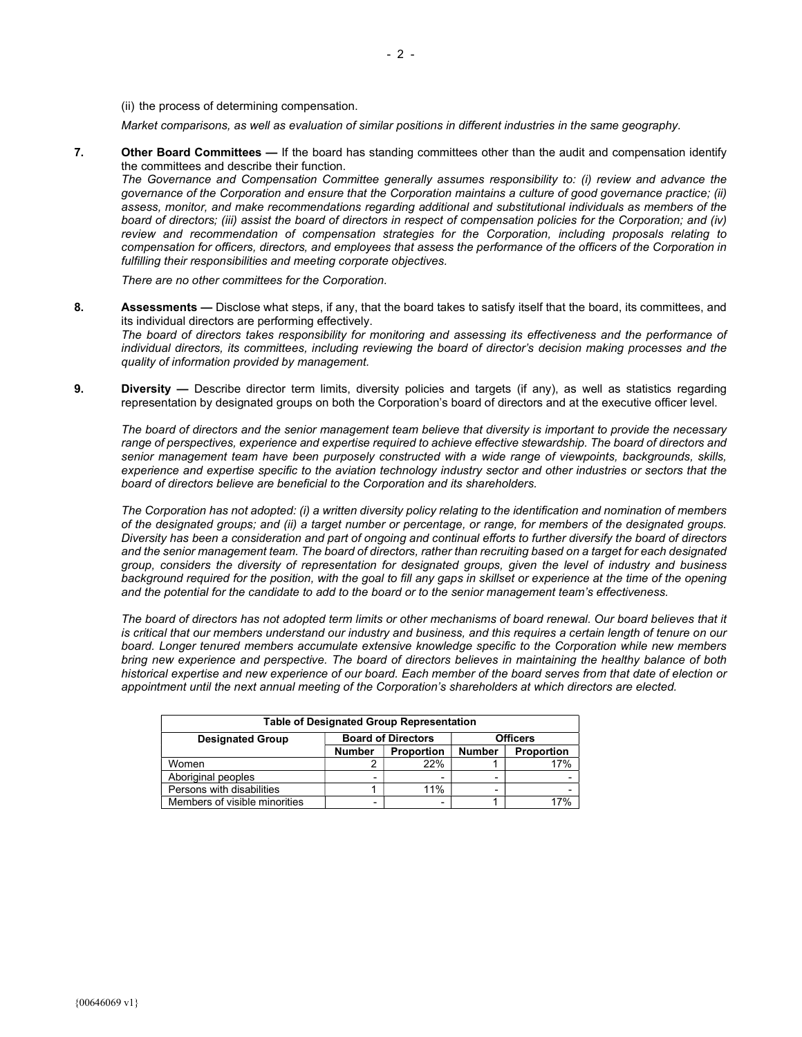(ii) the process of determining compensation.

*Market comparisons, as well as evaluation of similar positions in different industries in the same geography.*

**7.** **Other Board Committees —** If the board has standing committees other than the audit and compensation identify the committees and describe their function.

*The Governance and Compensation Committee generally assumes responsibility to: (i) review and advance the governance of the Corporation and ensure that the Corporation maintains a culture of good governance practice; (ii) assess, monitor, and make recommendations regarding additional and substitutional individuals as members of the board of directors; (iii) assist the board of directors in respect of compensation policies for the Corporation; and (iv) review and recommendation of compensation strategies for the Corporation, including proposals relating to compensation for officers, directors, and employees that assess the performance of the officers of the Corporation in fulfilling their responsibilities and meeting corporate objectives.*

*There are no other committees for the Corporation.*

**8.** **Assessments —** Disclose what steps, if any, that the board takes to satisfy itself that the board, its committees, and its individual directors are performing effectively.

*The board of directors takes responsibility for monitoring and assessing its effectiveness and the performance of individual directors, its committees, including reviewing the board of director's decision making processes and the quality of information provided by management.*

**9.** **Diversity —** Describe director term limits, diversity policies and targets (if any), as well as statistics regarding representation by designated groups on both the Corporation's board of directors and at the executive officer level.

*The board of directors and the senior management team believe that diversity is important to provide the necessary range of perspectives, experience and expertise required to achieve effective stewardship. The board of directors and senior management team have been purposely constructed with a wide range of viewpoints, backgrounds, skills, experience and expertise specific to the aviation technology industry sector and other industries or sectors that the board of directors believe are beneficial to the Corporation and its shareholders.*

*The Corporation has not adopted: (i) a written diversity policy relating to the identification and nomination of members of the designated groups; and (ii) a target number or percentage, or range, for members of the designated groups. Diversity has been a consideration and part of ongoing and continual efforts to further diversify the board of directors and the senior management team. The board of directors, rather than recruiting based on a target for each designated group, considers the diversity of representation for designated groups, given the level of industry and business background required for the position, with the goal to fill any gaps in skillset or experience at the time of the opening and the potential for the candidate to add to the board or to the senior management team's effectiveness.*

*The board of directors has not adopted term limits or other mechanisms of board renewal. Our board believes that it is critical that our members understand our industry and business, and this requires a certain length of tenure on our board. Longer tenured members accumulate extensive knowledge specific to the Corporation while new members bring new experience and perspective. The board of directors believes in maintaining the healthy balance of both historical expertise and new experience of our board. Each member of the board serves from that date of election or appointment until the next annual meeting of the Corporation's shareholders at which directors are elected.*

**Table of Designated Group Representation**

| Designated Group | Board of Directors | | Officers | |
|---|---|---|---|---|
| | Number | Proportion | Number | Proportion |
| Women | 2 | 22% | 1 | 17% |
| Aboriginal peoples | - | - | - | - |
| Persons with disabilities | 1 | 11% | - | - |
| Members of visible minorities | - | - | 1 | 17% |